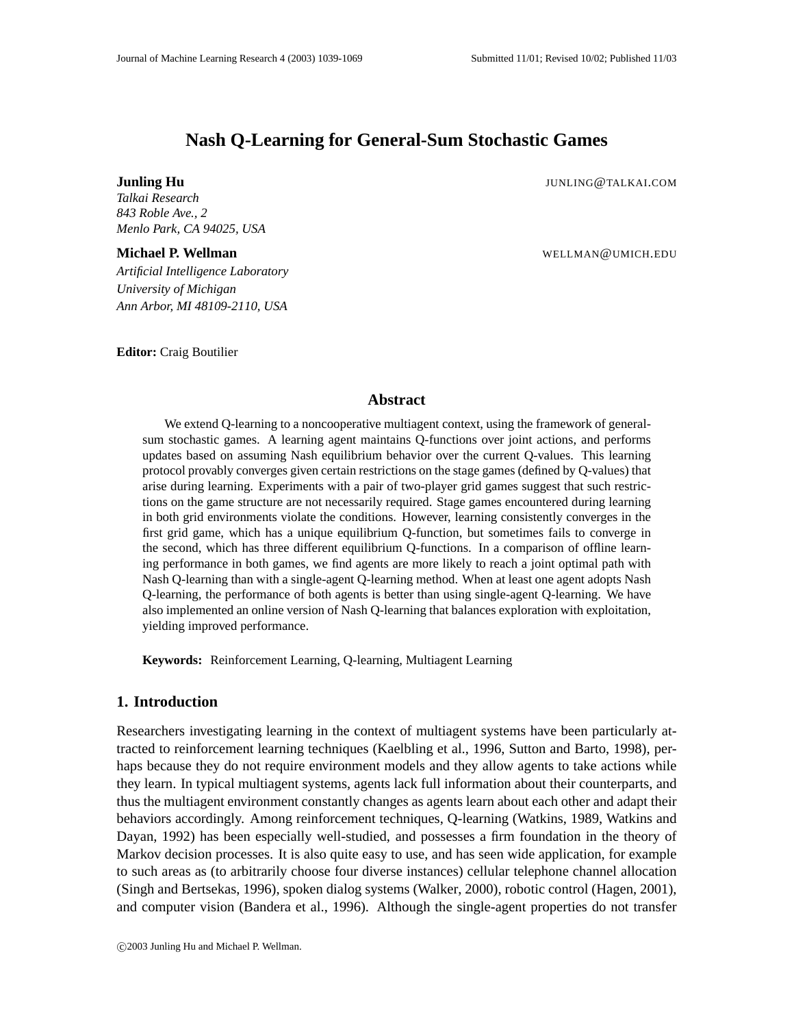# Nash Q-Learning for General-Sum Stochastic Games

**Junling Hu** JUNLING@TALKAI.COM
*Talkai Research*
*843 Roble Ave., 2*
*Menlo Park, CA 94025, USA*

**Michael P. Wellman** WELLMAN@UMICH.EDU
*Artificial Intelligence Laboratory*
*University of Michigan*
*Ann Arbor, MI 48109-2110, USA*

**Editor:** Craig Boutilier

## Abstract

We extend Q-learning to a noncooperative multiagent context, using the framework of general-sum stochastic games. A learning agent maintains Q-functions over joint actions, and performs updates based on assuming Nash equilibrium behavior over the current Q-values. This learning protocol provably converges given certain restrictions on the stage games (defined by Q-values) that arise during learning. Experiments with a pair of two-player grid games suggest that such restrictions on the game structure are not necessarily required. Stage games encountered during learning in both grid environments violate the conditions. However, learning consistently converges in the first grid game, which has a unique equilibrium Q-function, but sometimes fails to converge in the second, which has three different equilibrium Q-functions. In a comparison of offline learning performance in both games, we find agents are more likely to reach a joint optimal path with Nash Q-learning than with a single-agent Q-learning method. When at least one agent adopts Nash Q-learning, the performance of both agents is better than using single-agent Q-learning. We have also implemented an online version of Nash Q-learning that balances exploration with exploitation, yielding improved performance.

**Keywords:** Reinforcement Learning, Q-learning, Multiagent Learning

## 1. Introduction

Researchers investigating learning in the context of multiagent systems have been particularly attracted to reinforcement learning techniques (Kaelbling et al., 1996, Sutton and Barto, 1998), perhaps because they do not require environment models and they allow agents to take actions while they learn. In typical multiagent systems, agents lack full information about their counterparts, and thus the multiagent environment constantly changes as agents learn about each other and adapt their behaviors accordingly. Among reinforcement techniques, Q-learning (Watkins, 1989, Watkins and Dayan, 1992) has been especially well-studied, and possesses a firm foundation in the theory of Markov decision processes. It is also quite easy to use, and has seen wide application, for example to such areas as (to arbitrarily choose four diverse instances) cellular telephone channel allocation (Singh and Bertsekas, 1996), spoken dialog systems (Walker, 2000), robotic control (Hagen, 2001), and computer vision (Bandera et al., 1996). Although the single-agent properties do not transfer

©2003 Junling Hu and Michael P. Wellman.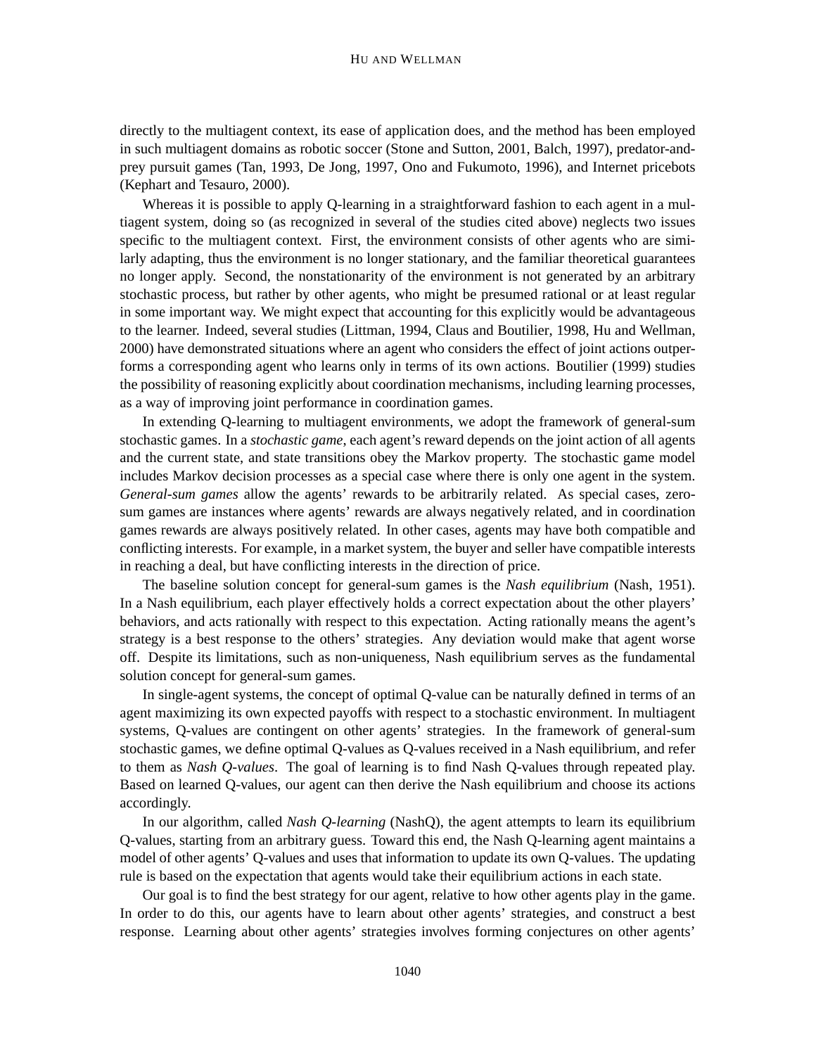directly to the multiagent context, its ease of application does, and the method has been employed in such multiagent domains as robotic soccer (Stone and Sutton, 2001, Balch, 1997), predator-and-prey pursuit games (Tan, 1993, De Jong, 1997, Ono and Fukumoto, 1996), and Internet pricebots (Kephart and Tesauro, 2000).

Whereas it is possible to apply Q-learning in a straightforward fashion to each agent in a multiagent system, doing so (as recognized in several of the studies cited above) neglects two issues specific to the multiagent context. First, the environment consists of other agents who are similarly adapting, thus the environment is no longer stationary, and the familiar theoretical guarantees no longer apply. Second, the nonstationarity of the environment is not generated by an arbitrary stochastic process, but rather by other agents, who might be presumed rational or at least regular in some important way. We might expect that accounting for this explicitly would be advantageous to the learner. Indeed, several studies (Littman, 1994, Claus and Boutilier, 1998, Hu and Wellman, 2000) have demonstrated situations where an agent who considers the effect of joint actions outperforms a corresponding agent who learns only in terms of its own actions. Boutilier (1999) studies the possibility of reasoning explicitly about coordination mechanisms, including learning processes, as a way of improving joint performance in coordination games.

In extending Q-learning to multiagent environments, we adopt the framework of general-sum stochastic games. In a *stochastic game*, each agent's reward depends on the joint action of all agents and the current state, and state transitions obey the Markov property. The stochastic game model includes Markov decision processes as a special case where there is only one agent in the system. *General-sum games* allow the agents' rewards to be arbitrarily related. As special cases, zero-sum games are instances where agents' rewards are always negatively related, and in coordination games rewards are always positively related. In other cases, agents may have both compatible and conflicting interests. For example, in a market system, the buyer and seller have compatible interests in reaching a deal, but have conflicting interests in the direction of price.

The baseline solution concept for general-sum games is the *Nash equilibrium* (Nash, 1951). In a Nash equilibrium, each player effectively holds a correct expectation about the other players' behaviors, and acts rationally with respect to this expectation. Acting rationally means the agent's strategy is a best response to the others' strategies. Any deviation would make that agent worse off. Despite its limitations, such as non-uniqueness, Nash equilibrium serves as the fundamental solution concept for general-sum games.

In single-agent systems, the concept of optimal Q-value can be naturally defined in terms of an agent maximizing its own expected payoffs with respect to a stochastic environment. In multiagent systems, Q-values are contingent on other agents' strategies. In the framework of general-sum stochastic games, we define optimal Q-values as Q-values received in a Nash equilibrium, and refer to them as *Nash Q-values*. The goal of learning is to find Nash Q-values through repeated play. Based on learned Q-values, our agent can then derive the Nash equilibrium and choose its actions accordingly.

In our algorithm, called *Nash Q-learning* (NashQ), the agent attempts to learn its equilibrium Q-values, starting from an arbitrary guess. Toward this end, the Nash Q-learning agent maintains a model of other agents' Q-values and uses that information to update its own Q-values. The updating rule is based on the expectation that agents would take their equilibrium actions in each state.

Our goal is to find the best strategy for our agent, relative to how other agents play in the game. In order to do this, our agents have to learn about other agents' strategies, and construct a best response. Learning about other agents' strategies involves forming conjectures on other agents'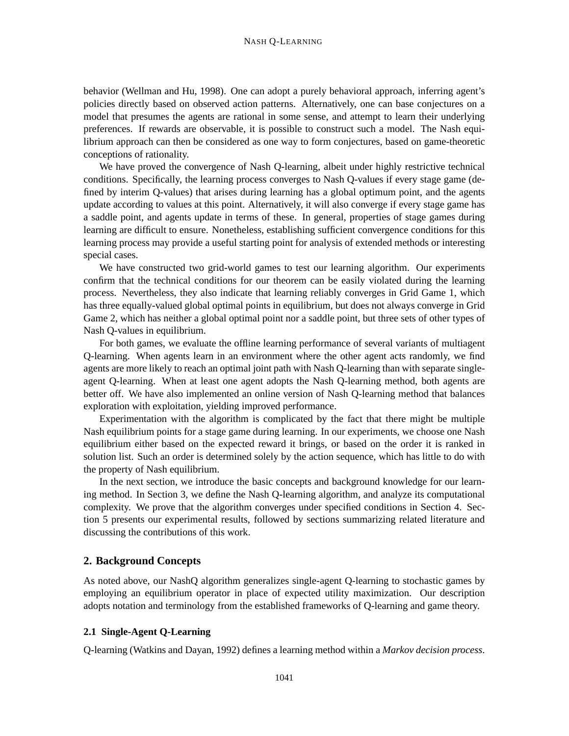behavior (Wellman and Hu, 1998). One can adopt a purely behavioral approach, inferring agent's policies directly based on observed action patterns. Alternatively, one can base conjectures on a model that presumes the agents are rational in some sense, and attempt to learn their underlying preferences. If rewards are observable, it is possible to construct such a model. The Nash equilibrium approach can then be considered as one way to form conjectures, based on game-theoretic conceptions of rationality.

We have proved the convergence of Nash Q-learning, albeit under highly restrictive technical conditions. Specifically, the learning process converges to Nash Q-values if every stage game (defined by interim Q-values) that arises during learning has a global optimum point, and the agents update according to values at this point. Alternatively, it will also converge if every stage game has a saddle point, and agents update in terms of these. In general, properties of stage games during learning are difficult to ensure. Nonetheless, establishing sufficient convergence conditions for this learning process may provide a useful starting point for analysis of extended methods or interesting special cases.

We have constructed two grid-world games to test our learning algorithm. Our experiments confirm that the technical conditions for our theorem can be easily violated during the learning process. Nevertheless, they also indicate that learning reliably converges in Grid Game 1, which has three equally-valued global optimal points in equilibrium, but does not always converge in Grid Game 2, which has neither a global optimal point nor a saddle point, but three sets of other types of Nash Q-values in equilibrium.

For both games, we evaluate the offline learning performance of several variants of multiagent Q-learning. When agents learn in an environment where the other agent acts randomly, we find agents are more likely to reach an optimal joint path with Nash Q-learning than with separate single-agent Q-learning. When at least one agent adopts the Nash Q-learning method, both agents are better off. We have also implemented an online version of Nash Q-learning method that balances exploration with exploitation, yielding improved performance.

Experimentation with the algorithm is complicated by the fact that there might be multiple Nash equilibrium points for a stage game during learning. In our experiments, we choose one Nash equilibrium either based on the expected reward it brings, or based on the order it is ranked in solution list. Such an order is determined solely by the action sequence, which has little to do with the property of Nash equilibrium.

In the next section, we introduce the basic concepts and background knowledge for our learning method. In Section 3, we define the Nash Q-learning algorithm, and analyze its computational complexity. We prove that the algorithm converges under specified conditions in Section 4. Section 5 presents our experimental results, followed by sections summarizing related literature and discussing the contributions of this work.

## 2. Background Concepts

As noted above, our NashQ algorithm generalizes single-agent Q-learning to stochastic games by employing an equilibrium operator in place of expected utility maximization. Our description adopts notation and terminology from the established frameworks of Q-learning and game theory.

### 2.1 Single-Agent Q-Learning

Q-learning (Watkins and Dayan, 1992) defines a learning method within a *Markov decision process*.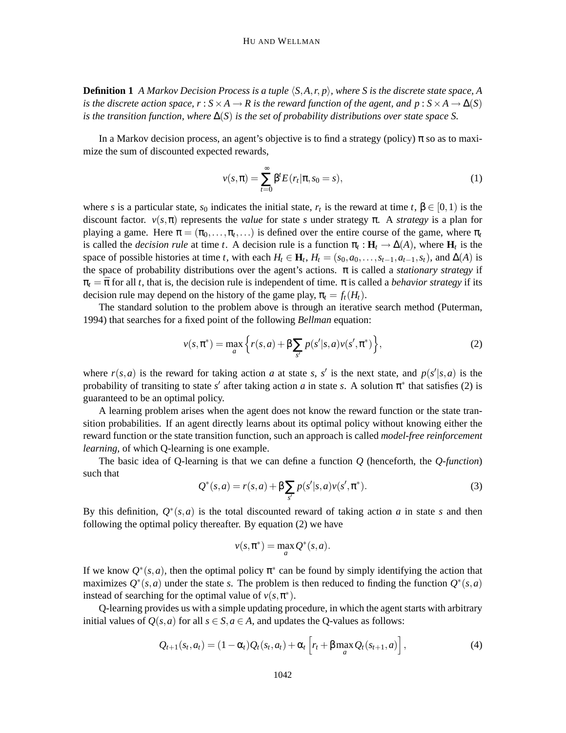**Definition 1** *A Markov Decision Process is a tuple $\langle S, A, r, p \rangle$, where $S$ is the discrete state space, $A$ is the discrete action space, $r : S \times A \rightarrow R$ is the reward function of the agent, and $p : S \times A \rightarrow \Delta(S)$ is the transition function, where $\Delta(S)$ is the set of probability distributions over state space $S$.*

In a Markov decision process, an agent's objective is to find a strategy (policy) $\pi$ so as to maximize the sum of discounted expected rewards,

$$v(s, \pi) = \sum_{t=0}^{\infty} \beta^t E(r_t | \pi, s_0 = s), \tag{1}$$

where $s$ is a particular state, $s_0$ indicates the initial state, $r_t$ is the reward at time $t$, $\beta \in [0, 1)$ is the discount factor. $v(s, \pi)$ represents the *value* for state $s$ under strategy $\pi$. A *strategy* is a plan for playing a game. Here $\pi = (\pi_0, \ldots, \pi_t, \ldots)$ is defined over the entire course of the game, where $\pi_t$ is called the *decision rule* at time $t$. A decision rule is a function $\pi_t : \mathbf{H}_t \rightarrow \Delta(A)$, where $\mathbf{H}_t$ is the space of possible histories at time $t$, with each $H_t \in \mathbf{H}_t$, $H_t = (s_0, a_0, \ldots, s_{t-1}, a_{t-1}, s_t)$, and $\Delta(A)$ is the space of probability distributions over the agent's actions. $\pi$ is called a *stationary strategy* if $\pi_t = \bar{\pi}$ for all $t$, that is, the decision rule is independent of time. $\pi$ is called a *behavior strategy* if its decision rule may depend on the history of the game play, $\pi_t = f_t(H_t)$.

The standard solution to the problem above is through an iterative search method (Puterman, 1994) that searches for a fixed point of the following *Bellman* equation:

$$v(s, \pi^*) = \max_a \left\{ r(s, a) + \beta \sum_{s'} p(s'|s, a) v(s', \pi^*) \right\}, \tag{2}$$

where $r(s, a)$ is the reward for taking action $a$ at state $s$, $s'$ is the next state, and $p(s'|s, a)$ is the probability of transiting to state $s'$ after taking action $a$ in state $s$. A solution $\pi^*$ that satisfies (2) is guaranteed to be an optimal policy.

A learning problem arises when the agent does not know the reward function or the state transition probabilities. If an agent directly learns about its optimal policy without knowing either the reward function or the state transition function, such an approach is called *model-free reinforcement learning*, of which Q-learning is one example.

The basic idea of Q-learning is that we can define a function $Q$ (henceforth, the *Q-function*) such that

$$Q^*(s, a) = r(s, a) + \beta \sum_{s'} p(s'|s, a) v(s', \pi^*). \tag{3}$$

By this definition, $Q^*(s, a)$ is the total discounted reward of taking action $a$ in state $s$ and then following the optimal policy thereafter. By equation (2) we have

$$v(s, \pi^*) = \max_a Q^*(s, a).$$

If we know $Q^*(s, a)$, then the optimal policy $\pi^*$ can be found by simply identifying the action that maximizes $Q^*(s, a)$ under the state $s$. The problem is then reduced to finding the function $Q^*(s, a)$ instead of searching for the optimal value of $v(s, \pi^*)$.

Q-learning provides us with a simple updating procedure, in which the agent starts with arbitrary initial values of $Q(s, a)$ for all $s \in S, a \in A$, and updates the Q-values as follows:

$$Q_{t+1}(s_t, a_t) = (1 - \alpha_t) Q_t(s_t, a_t) + \alpha_t \left[ r_t + \beta \max_a Q_t(s_{t+1}, a) \right], \tag{4}$$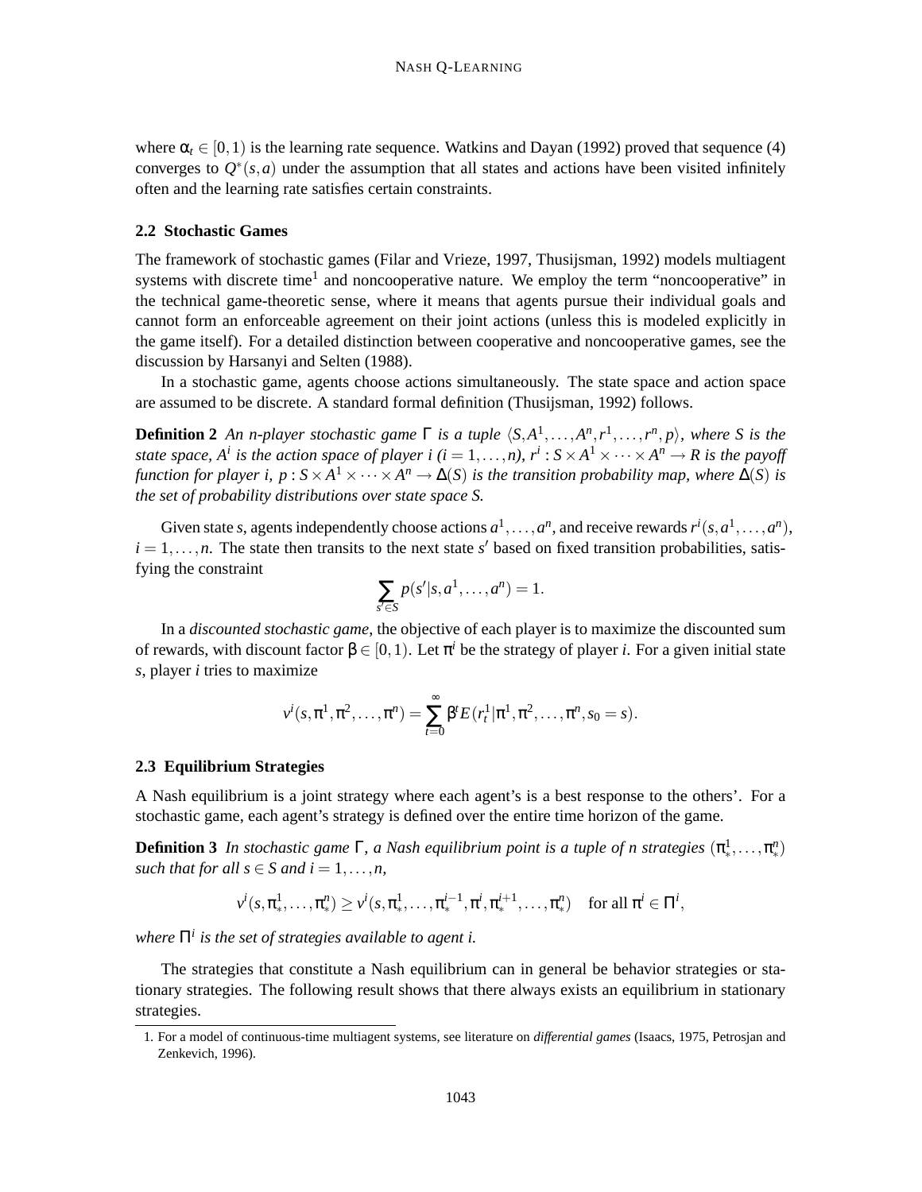where $\alpha_t \in [0,1)$ is the learning rate sequence. Watkins and Dayan (1992) proved that sequence (4) converges to $Q^*(s,a)$ under the assumption that all states and actions have been visited infinitely often and the learning rate satisfies certain constraints.

### 2.2 Stochastic Games

The framework of stochastic games (Filar and Vrieze, 1997, Thusijsman, 1992) models multiagent systems with discrete time[1] and noncooperative nature. We employ the term "noncooperative" in the technical game-theoretic sense, where it means that agents pursue their individual goals and cannot form an enforceable agreement on their joint actions (unless this is modeled explicitly in the game itself). For a detailed distinction between cooperative and noncooperative games, see the discussion by Harsanyi and Selten (1988).

In a stochastic game, agents choose actions simultaneously. The state space and action space are assumed to be discrete. A standard formal definition (Thusijsman, 1992) follows.

**Definition 2** *An n-player stochastic game $\Gamma$ is a tuple $\langle S, A^1, \ldots, A^n, r^1, \ldots, r^n, p \rangle$, where $S$ is the state space, $A^i$ is the action space of player $i$ ($i = 1, \ldots, n$), $r^i : S \times A^1 \times \cdots \times A^n \to R$ is the payoff function for player $i$, $p : S \times A^1 \times \cdots \times A^n \to \Delta(S)$ is the transition probability map, where $\Delta(S)$ is the set of probability distributions over state space $S$.*

Given state $s$, agents independently choose actions $a^1, \ldots, a^n$, and receive rewards $r^i(s, a^1, \ldots, a^n)$, $i = 1, \ldots, n$. The state then transits to the next state $s'$ based on fixed transition probabilities, satisfying the constraint

$$\sum_{s' \in S} p(s'|s, a^1, \ldots, a^n) = 1.$$

In a *discounted stochastic game*, the objective of each player is to maximize the discounted sum of rewards, with discount factor $\beta \in [0,1)$. Let $\pi^i$ be the strategy of player $i$. For a given initial state $s$, player $i$ tries to maximize

$$v^i(s, \pi^1, \pi^2, \ldots, \pi^n) = \sum_{t=0}^{\infty} \beta^t E(r_t^1 | \pi^1, \pi^2, \ldots, \pi^n, s_0 = s).$$

### 2.3 Equilibrium Strategies

A Nash equilibrium is a joint strategy where each agent's is a best response to the others'. For a stochastic game, each agent's strategy is defined over the entire time horizon of the game.

**Definition 3** *In stochastic game $\Gamma$, a Nash equilibrium point is a tuple of n strategies $(\pi_*^1, \ldots, \pi_*^n)$ such that for all $s \in S$ and $i = 1, \ldots, n$,*

$$v^i(s, \pi_*^1, \ldots, \pi_*^n) \geq v^i(s, \pi_*^1, \ldots, \pi_*^{i-1}, \pi^i, \pi_*^{i+1}, \ldots, \pi_*^n) \quad \text{for all } \pi^i \in \Pi^i,$$

*where $\Pi^i$ is the set of strategies available to agent $i$.*

The strategies that constitute a Nash equilibrium can in general be behavior strategies or stationary strategies. The following result shows that there always exists an equilibrium in stationary strategies.

---

1. For a model of continuous-time multiagent systems, see literature on *differential games* (Isaacs, 1975, Petrosjan and Zenkevich, 1996).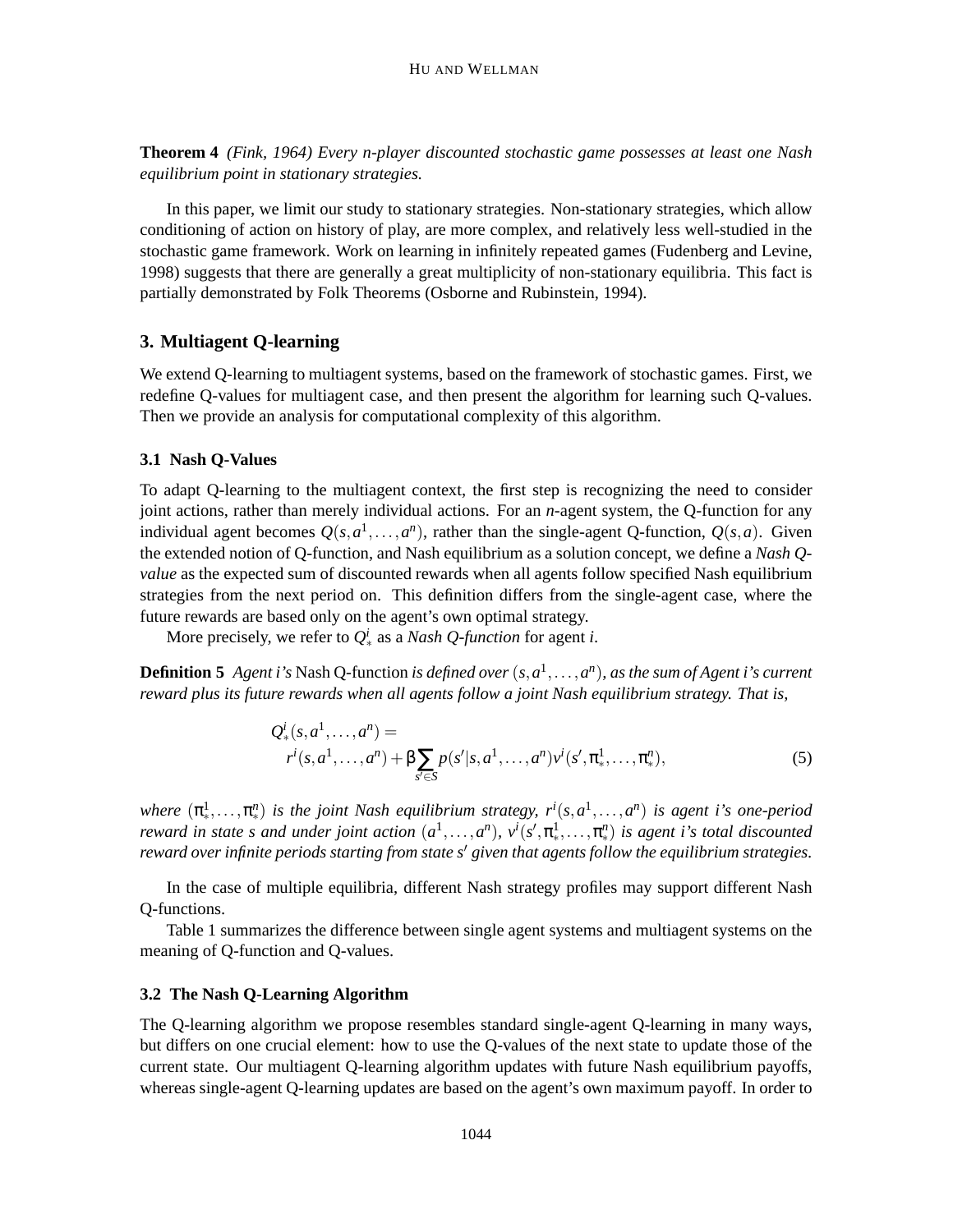**Theorem 4** *(Fink, 1964) Every n-player discounted stochastic game possesses at least one Nash equilibrium point in stationary strategies.*

In this paper, we limit our study to stationary strategies. Non-stationary strategies, which allow conditioning of action on history of play, are more complex, and relatively less well-studied in the stochastic game framework. Work on learning in infinitely repeated games (Fudenberg and Levine, 1998) suggests that there are generally a great multiplicity of non-stationary equilibria. This fact is partially demonstrated by Folk Theorems (Osborne and Rubinstein, 1994).

## 3. Multiagent Q-learning

We extend Q-learning to multiagent systems, based on the framework of stochastic games. First, we redefine Q-values for multiagent case, and then present the algorithm for learning such Q-values. Then we provide an analysis for computational complexity of this algorithm.

### 3.1 Nash Q-Values

To adapt Q-learning to the multiagent context, the first step is recognizing the need to consider joint actions, rather than merely individual actions. For an $n$-agent system, the Q-function for any individual agent becomes $Q(s, a^1, \ldots, a^n)$, rather than the single-agent Q-function, $Q(s, a)$. Given the extended notion of Q-function, and Nash equilibrium as a solution concept, we define a *Nash Q-value* as the expected sum of discounted rewards when all agents follow specified Nash equilibrium strategies from the next period on. This definition differs from the single-agent case, where the future rewards are based only on the agent's own optimal strategy.

More precisely, we refer to $Q^i_*$ as a *Nash Q-function* for agent $i$.

**Definition 5** *Agent i's* Nash Q-function *is defined over $(s, a^1, \ldots, a^n)$, as the sum of Agent i's current reward plus its future rewards when all agents follow a joint Nash equilibrium strategy. That is,*

$$
\begin{aligned}
&Q^i_*(s, a^1, \ldots, a^n) = \\
&\quad r^i(s, a^1, \ldots, a^n) + \beta \sum_{s' \in S} p(s'|s, a^1, \ldots, a^n) v^i(s', \pi^1_*, \ldots, \pi^n_*),
\end{aligned}
\tag{5}
$$

*where $(\pi^1_*, \ldots, \pi^n_*)$ is the joint Nash equilibrium strategy, $r^i(s, a^1, \ldots, a^n)$ is agent i's one-period reward in state s and under joint action $(a^1, \ldots, a^n)$, $v^i(s', \pi^1_*, \ldots, \pi^n_*)$ is agent i's total discounted reward over infinite periods starting from state $s'$ given that agents follow the equilibrium strategies.*

In the case of multiple equilibria, different Nash strategy profiles may support different Nash Q-functions.

Table 1 summarizes the difference between single agent systems and multiagent systems on the meaning of Q-function and Q-values.

### 3.2 The Nash Q-Learning Algorithm

The Q-learning algorithm we propose resembles standard single-agent Q-learning in many ways, but differs on one crucial element: how to use the Q-values of the next state to update those of the current state. Our multiagent Q-learning algorithm updates with future Nash equilibrium payoffs, whereas single-agent Q-learning updates are based on the agent's own maximum payoff. In order to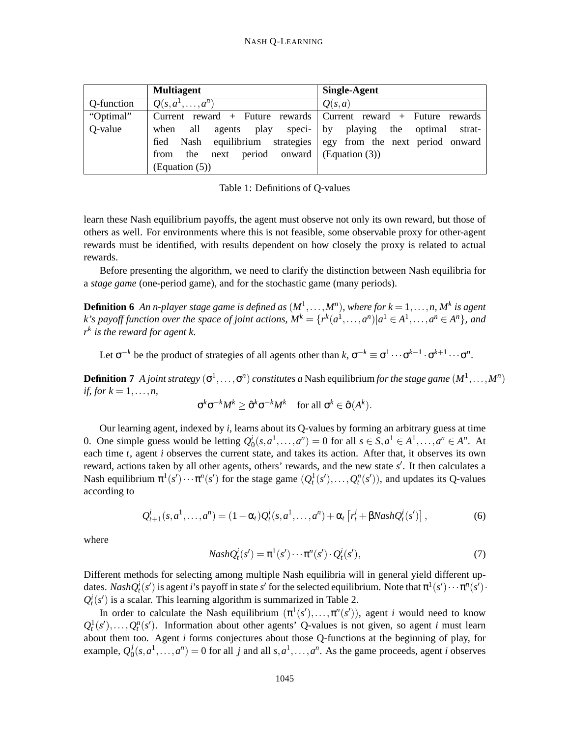| | **Multiagent** | **Single-Agent** |
|---|---|---|
| Q-function | $Q(s,a^1,\ldots,a^n)$ | $Q(s,a)$ |
| "Optimal" Q-value | Current reward + Future rewards when all agents play specified Nash equilibrium strategies from the next period onward (Equation (5)) | Current reward + Future rewards by playing the optimal strategy from the next period onward (Equation (3)) |

Table 1: Definitions of Q-values

learn these Nash equilibrium payoffs, the agent must observe not only its own reward, but those of others as well. For environments where this is not feasible, some observable proxy for other-agent rewards must be identified, with results dependent on how closely the proxy is related to actual rewards.

Before presenting the algorithm, we need to clarify the distinction between Nash equilibria for a *stage game* (one-period game), and for the stochastic game (many periods).

**Definition 6** *An n-player stage game is defined as $(M^1,\ldots,M^n)$, where for $k=1,\ldots,n$, $M^k$ is agent k's payoff function over the space of joint actions, $M^k = \{r^k(a^1,\ldots,a^n)|a^1\in A^1,\ldots,a^n\in A^n\}$, and $r^k$ is the reward for agent k.*

Let $\sigma^{-k}$ be the product of strategies of all agents other than $k$, $\sigma^{-k}\equiv\sigma^1\cdots\sigma^{k-1}\cdot\sigma^{k+1}\cdots\sigma^n$.

**Definition 7** *A joint strategy $(\sigma^1,\ldots,\sigma^n)$ constitutes a* Nash equilibrium *for the stage game $(M^1,\ldots,M^n)$ if, for $k=1,\ldots,n$,*

$$\sigma^k\sigma^{-k}M^k \geq \hat{\sigma}^k\sigma^{-k}M^k \quad \text{for all } \sigma^k\in\hat{\sigma}(A^k).$$

Our learning agent, indexed by $i$, learns about its Q-values by forming an arbitrary guess at time 0. One simple guess would be letting $Q^i_0(s,a^1,\ldots,a^n)=0$ for all $s\in S, a^1\in A^1,\ldots,a^n\in A^n$. At each time $t$, agent $i$ observes the current state, and takes its action. After that, it observes its own reward, actions taken by all other agents, others' rewards, and the new state $s'$. It then calculates a Nash equilibrium $\pi^1(s')\cdots\pi^n(s')$ for the stage game $(Q^1_t(s'),\ldots,Q^n_t(s'))$, and updates its Q-values according to

$$Q^i_{t+1}(s,a^1,\ldots,a^n) = (1-\alpha_t)Q^i_t(s,a^1,\ldots,a^n)+\alpha_t\left[r^i_t+\beta NashQ^i_t(s')\right], \tag{6}$$

where

$$NashQ^i_t(s') = \pi^1(s')\cdots\pi^n(s')\cdot Q^i_t(s'), \tag{7}$$

Different methods for selecting among multiple Nash equilibria will in general yield different updates. $NashQ^i_t(s')$ is agent $i$'s payoff in state $s'$ for the selected equilibrium. Note that $\pi^1(s')\cdots\pi^n(s')\cdot Q^i_t(s')$ is a scalar. This learning algorithm is summarized in Table 2.

In order to calculate the Nash equilibrium $(\pi^1(s'),\ldots,\pi^n(s'))$, agent $i$ would need to know $Q^1_t(s'),\ldots,Q^n_t(s')$. Information about other agents' Q-values is not given, so agent $i$ must learn about them too. Agent $i$ forms conjectures about those Q-functions at the beginning of play, for example, $Q^j_0(s,a^1,\ldots,a^n)=0$ for all $j$ and all $s,a^1,\ldots,a^n$. As the game proceeds, agent $i$ observes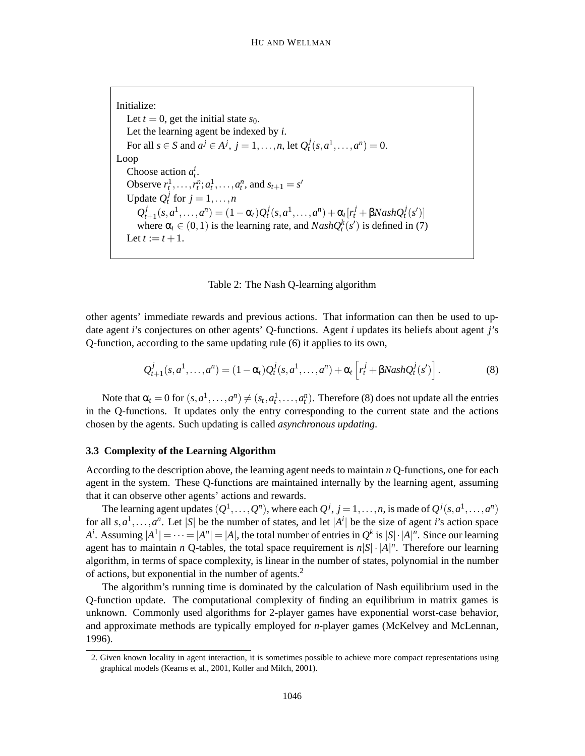```
Initialize:
   Let t = 0, get the initial state s_0.
   Let the learning agent be indexed by i.
   For all s ∈ S and a^j ∈ A^j, j = 1,...,n, let Q_t^j(s, a^1,...,a^n) = 0.
Loop
   Choose action a_t^i.
   Observe r_t^1,...,r_t^n; a_t^1,...,a_t^n, and s_{t+1} = s'
   Update Q_t^j for j = 1,...,n
      Q_{t+1}^j(s, a^1,...,a^n) = (1 − α_t)Q_t^j(s, a^1,...,a^n) + α_t[r_t^j + β NashQ_t^j(s')]
      where α_t ∈ (0,1) is the learning rate, and NashQ_t^k(s') is defined in (7)
   Let t := t + 1.
```

Table 2: The Nash Q-learning algorithm

other agents' immediate rewards and previous actions. That information can then be used to update agent $i$'s conjectures on other agents' Q-functions. Agent $i$ updates its beliefs about agent $j$'s Q-function, according to the same updating rule (6) it applies to its own,

$$Q_{t+1}^j(s, a^1, \ldots, a^n) = (1 - \alpha_t) Q_t^j(s, a^1, \ldots, a^n) + \alpha_t \left[ r_t^j + \beta NashQ_t^j(s') \right]. \tag{8}$$

Note that $\alpha_t = 0$ for $(s, a^1, \ldots, a^n) \neq (s_t, a_t^1, \ldots, a_t^n)$. Therefore (8) does not update all the entries in the Q-functions. It updates only the entry corresponding to the current state and the actions chosen by the agents. Such updating is called *asynchronous updating*.

### 3.3 Complexity of the Learning Algorithm

According to the description above, the learning agent needs to maintain $n$ Q-functions, one for each agent in the system. These Q-functions are maintained internally by the learning agent, assuming that it can observe other agents' actions and rewards.

The learning agent updates $(Q^1, \ldots, Q^n)$, where each $Q^j$, $j = 1, \ldots, n$, is made of $Q^j(s, a^1, \ldots, a^n)$ for all $s, a^1, \ldots, a^n$. Let $|S|$ be the number of states, and let $|A^i|$ be the size of agent $i$'s action space $A^i$. Assuming $|A^1| = \cdots = |A^n| = |A|$, the total number of entries in $Q^k$ is $|S| \cdot |A|^n$. Since our learning agent has to maintain $n$ Q-tables, the total space requirement is $n|S| \cdot |A|^n$. Therefore our learning algorithm, in terms of space complexity, is linear in the number of states, polynomial in the number of actions, but exponential in the number of agents.[2]

The algorithm's running time is dominated by the calculation of Nash equilibrium used in the Q-function update. The computational complexity of finding an equilibrium in matrix games is unknown. Commonly used algorithms for 2-player games have exponential worst-case behavior, and approximate methods are typically employed for $n$-player games (McKelvey and McLennan, 1996).

2. Given known locality in agent interaction, it is sometimes possible to achieve more compact representations using graphical models (Kearns et al., 2001, Koller and Milch, 2001).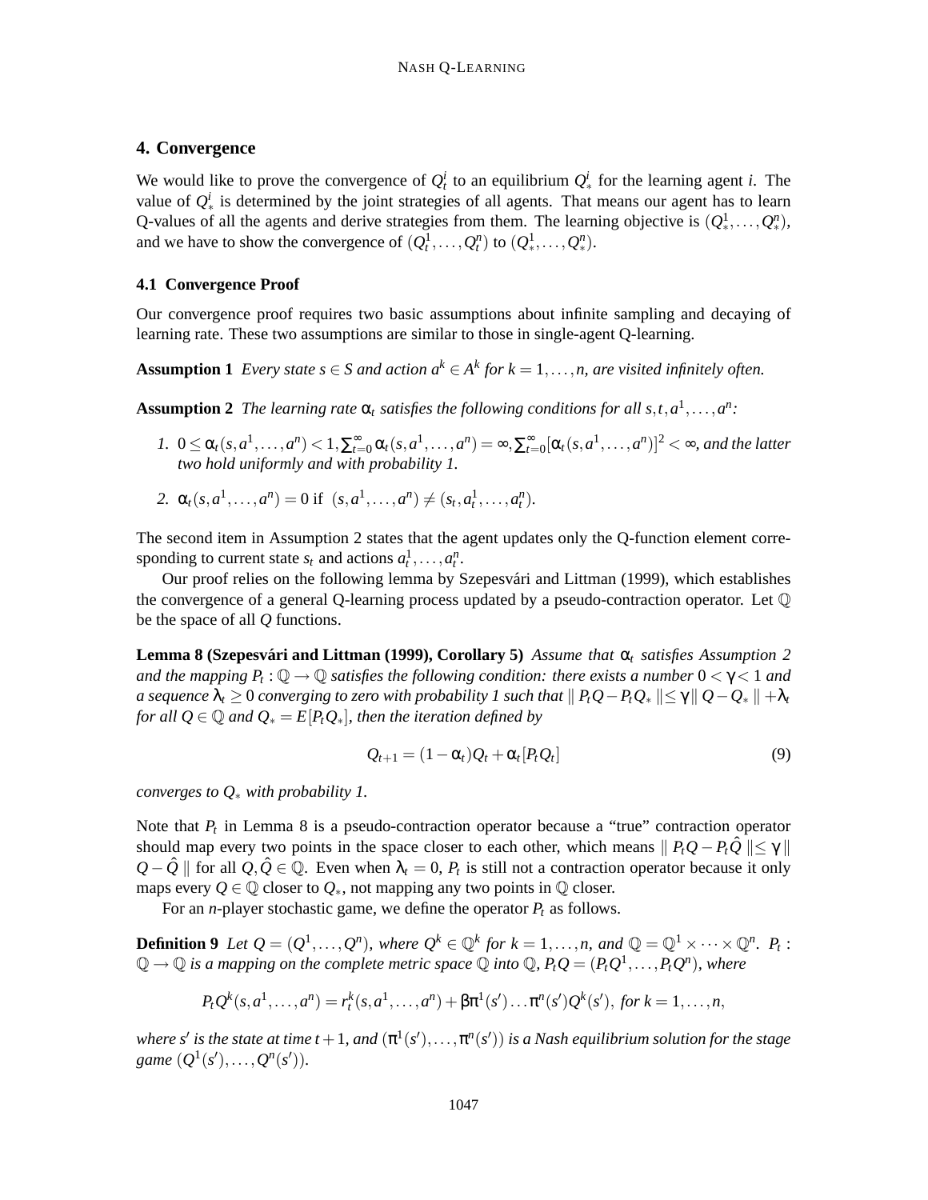## 4. Convergence

We would like to prove the convergence of $Q_t^i$ to an equilibrium $Q_*^i$ for the learning agent $i$. The value of $Q_*^i$ is determined by the joint strategies of all agents. That means our agent has to learn Q-values of all the agents and derive strategies from them. The learning objective is $(Q_*^1, \ldots, Q_*^n)$, and we have to show the convergence of $(Q_t^1, \ldots, Q_t^n)$ to $(Q_*^1, \ldots, Q_*^n)$.

### 4.1 Convergence Proof

Our convergence proof requires two basic assumptions about infinite sampling and decaying of learning rate. These two assumptions are similar to those in single-agent Q-learning.

**Assumption 1** *Every state $s \in S$ and action $a^k \in A^k$ for $k = 1, \ldots, n$, are visited infinitely often.*

**Assumption 2** *The learning rate $\alpha_t$ satisfies the following conditions for all $s, t, a^1, \ldots, a^n$:*

1. $0 \leq \alpha_t(s, a^1, \ldots, a^n) < 1, \sum_{t=0}^{\infty} \alpha_t(s, a^1, \ldots, a^n) = \infty, \sum_{t=0}^{\infty} [\alpha_t(s, a^1, \ldots, a^n)]^2 < \infty$, *and the latter two hold uniformly and with probability 1.*

2. $\alpha_t(s, a^1, \ldots, a^n) = 0$ if $(s, a^1, \ldots, a^n) \neq (s_t, a_t^1, \ldots, a_t^n)$.

The second item in Assumption 2 states that the agent updates only the Q-function element corresponding to current state $s_t$ and actions $a_t^1, \ldots, a_t^n$.

Our proof relies on the following lemma by Szepesvári and Littman (1999), which establishes the convergence of a general Q-learning process updated by a pseudo-contraction operator. Let $\mathbb{Q}$ be the space of all $Q$ functions.

**Lemma 8 (Szepesvári and Littman (1999), Corollary 5)** *Assume that $\alpha_t$ satisfies Assumption 2 and the mapping $P_t : \mathbb{Q} \to \mathbb{Q}$ satisfies the following condition: there exists a number $0 < \gamma < 1$ and a sequence $\lambda_t \geq 0$ converging to zero with probability 1 such that $\| P_t Q - P_t Q_* \| \leq \gamma \| Q - Q_* \| + \lambda_t$ for all $Q \in \mathbb{Q}$ and $Q_* = E[P_t Q_*]$, then the iteration defined by*

$$Q_{t+1} = (1 - \alpha_t) Q_t + \alpha_t [P_t Q_t] \tag{9}$$

*converges to $Q_*$ with probability 1.*

Note that $P_t$ in Lemma 8 is a pseudo-contraction operator because a "true" contraction operator should map every two points in the space closer to each other, which means $\| P_t Q - P_t \hat{Q} \| \leq \gamma \| Q - \hat{Q} \|$ for all $Q, \hat{Q} \in \mathbb{Q}$. Even when $\lambda_t = 0$, $P_t$ is still not a contraction operator because it only maps every $Q \in \mathbb{Q}$ closer to $Q_*$, not mapping any two points in $\mathbb{Q}$ closer.

For an $n$-player stochastic game, we define the operator $P_t$ as follows.

**Definition 9** *Let $Q = (Q^1, \ldots, Q^n)$, where $Q^k \in \mathbb{Q}^k$ for $k = 1, \ldots, n$, and $\mathbb{Q} = \mathbb{Q}^1 \times \cdots \times \mathbb{Q}^n$. $P_t : \mathbb{Q} \to \mathbb{Q}$ is a mapping on the complete metric space $\mathbb{Q}$ into $\mathbb{Q}$, $P_t Q = (P_t Q^1, \ldots, P_t Q^n)$, where*

$$P_t Q^k(s, a^1, \ldots, a^n) = r_t^k(s, a^1, \ldots, a^n) + \beta \pi^1(s') \ldots \pi^n(s') Q^k(s'), \text{ for } k = 1, \ldots, n,$$

*where $s'$ is the state at time $t+1$, and $(\pi^1(s'), \ldots, \pi^n(s'))$ is a Nash equilibrium solution for the stage game $(Q^1(s'), \ldots, Q^n(s'))$.*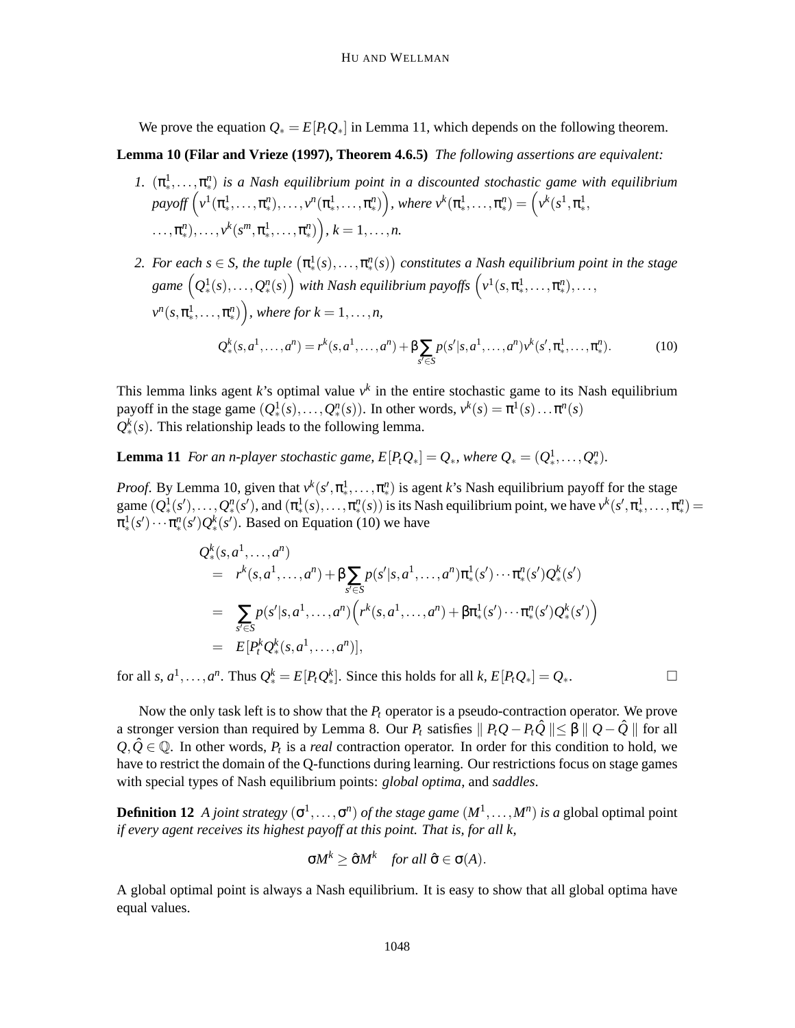We prove the equation $Q_* = E[P_t Q_*]$ in Lemma 11, which depends on the following theorem.

**Lemma 10 (Filar and Vrieze (1997), Theorem 4.6.5)** *The following assertions are equivalent:*

1. $(\pi_*^1, \ldots, \pi_*^n)$ *is a Nash equilibrium point in a discounted stochastic game with equilibrium payoff* $\left(v^1(\pi_*^1, \ldots, \pi_*^n), \ldots, v^n(\pi_*^1, \ldots, \pi_*^n)\right)$*, where* $v^k(\pi_*^1, \ldots, \pi_*^n) = \left(v^k(s^1, \pi_*^1, \ldots, \pi_*^n), \ldots, v^k(s^m, \pi_*^1, \ldots, \pi_*^n)\right)$*,* $k = 1, \ldots, n$*.*

2. *For each* $s \in S$*, the tuple* $\left(\pi_*^1(s), \ldots, \pi_*^n(s)\right)$ *constitutes a Nash equilibrium point in the stage game* $\left(Q_*^1(s), \ldots, Q_*^n(s)\right)$ *with Nash equilibrium payoffs* $\left(v^1(s, \pi_*^1, \ldots, \pi_*^n), \ldots, v^n(s, \pi_*^1, \ldots, \pi_*^n)\right)$*, where for* $k = 1, \ldots, n$*,*

$$Q_*^k(s, a^1, \ldots, a^n) = r^k(s, a^1, \ldots, a^n) + \beta \sum_{s' \in S} p(s'|s, a^1, \ldots, a^n) v^k(s', \pi_*^1, \ldots, \pi_*^n). \tag{10}$$

This lemma links agent $k$'s optimal value $v^k$ in the entire stochastic game to its Nash equilibrium payoff in the stage game $(Q_*^1(s), \ldots, Q_*^n(s))$. In other words, $v^k(s) = \pi^1(s) \ldots \pi^n(s) Q_*^k(s)$. This relationship leads to the following lemma.

**Lemma 11** *For an n-player stochastic game,* $E[P_t Q_*] = Q_*$*, where* $Q_* = (Q_*^1, \ldots, Q_*^n)$*.*

*Proof.* By Lemma 10, given that $v^k(s', \pi_*^1, \ldots, \pi_*^n)$ is agent $k$'s Nash equilibrium payoff for the stage game $(Q_*^1(s'), \ldots, Q_*^n(s')$, and $(\pi_*^1(s), \ldots, \pi_*^n(s))$ is its Nash equilibrium point, we have $v^k(s', \pi_*^1, \ldots, \pi_*^n) = \pi_*^1(s') \cdots \pi_*^n(s') Q_*^k(s')$. Based on Equation (10) we have

$$\begin{aligned}
& Q_*^k(s, a^1, \ldots, a^n) \\
&= r^k(s, a^1, \ldots, a^n) + \beta \sum_{s' \in S} p(s'|s, a^1, \ldots, a^n) \pi_*^1(s') \cdots \pi_*^n(s') Q_*^k(s') \\
&= \sum_{s' \in S} p(s'|s, a^1, \ldots, a^n) \Big( r^k(s, a^1, \ldots, a^n) + \beta \pi_*^1(s') \cdots \pi_*^n(s') Q_*^k(s') \Big) \\
&= E[P_t^k Q_*^k(s, a^1, \ldots, a^n)],
\end{aligned}$$

for all $s, a^1, \ldots, a^n$. Thus $Q_*^k = E[P_t Q_*^k]$. Since this holds for all $k$, $E[P_t Q_*] = Q_*$. $\square$

Now the only task left is to show that the $P_t$ operator is a pseudo-contraction operator. We prove a stronger version than required by Lemma 8. Our $P_t$ satisfies $\| P_t Q - P_t \hat{Q} \| \leq \beta \| Q - \hat{Q} \|$ for all $Q, \hat{Q} \in \mathbb{Q}$. In other words, $P_t$ is a *real* contraction operator. In order for this condition to hold, we have to restrict the domain of the Q-functions during learning. Our restrictions focus on stage games with special types of Nash equilibrium points: *global optima*, and *saddles*.

**Definition 12** *A joint strategy* $(\sigma^1, \ldots, \sigma^n)$ *of the stage game* $(M^1, \ldots, M^n)$ *is a* global optimal point *if every agent receives its highest payoff at this point. That is, for all k,*

$$\sigma M^k \geq \hat{\sigma} M^k \quad \textit{for all } \hat{\sigma} \in \sigma(A).$$

A global optimal point is always a Nash equilibrium. It is easy to show that all global optima have equal values.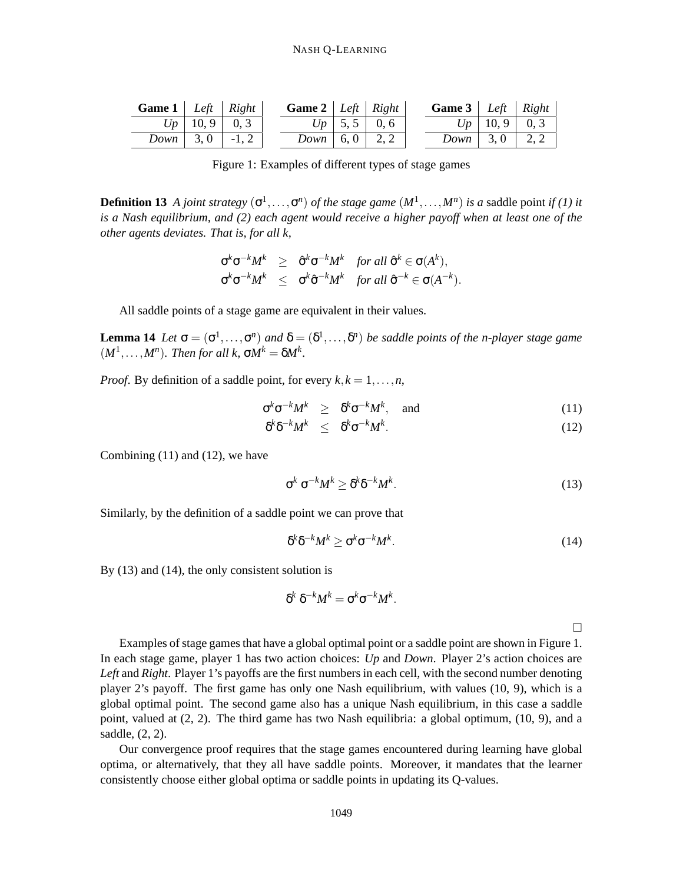| **Game 1** | *Left* | *Right* |
|---|---|---|
| *Up* | 10, 9 | 0, 3 |
| *Down* | 3, 0 | -1, 2 |

| **Game 2** | *Left* | *Right* |
|---|---|---|
| *Up* | 5, 5 | 0, 6 |
| *Down* | 6, 0 | 2, 2 |

| **Game 3** | *Left* | *Right* |
|---|---|---|
| *Up* | 10, 9 | 0, 3 |
| *Down* | 3, 0 | 2, 2 |

Figure 1: Examples of different types of stage games

**Definition 13** *A joint strategy $(\sigma^1, \ldots, \sigma^n)$ of the stage game $(M^1, \ldots, M^n)$ is a* saddle point *if (1) it is a Nash equilibrium, and (2) each agent would receive a higher payoff when at least one of the other agents deviates. That is, for all $k$,*

$$\begin{aligned}
\sigma^k \sigma^{-k} M^k &\geq \hat{\sigma}^k \sigma^{-k} M^k \quad \text{for all } \hat{\sigma}^k \in \sigma(A^k), \\
\sigma^k \sigma^{-k} M^k &\leq \sigma^k \hat{\sigma}^{-k} M^k \quad \text{for all } \hat{\sigma}^{-k} \in \sigma(A^{-k}).
\end{aligned}$$

All saddle points of a stage game are equivalent in their values.

**Lemma 14** *Let $\sigma = (\sigma^1, \ldots, \sigma^n)$ and $\delta = (\delta^1, \ldots, \delta^n)$ be saddle points of the n-player stage game $(M^1, \ldots, M^n)$. Then for all $k$, $\sigma M^k = \delta M^k$.*

*Proof.* By definition of a saddle point, for every $k, k = 1, \ldots, n$,

$$\sigma^k \sigma^{-k} M^k \geq \delta^k \sigma^{-k} M^k, \quad \text{and} \tag{11}$$

$$\delta^k \delta^{-k} M^k \leq \delta^k \sigma^{-k} M^k. \tag{12}$$

Combining (11) and (12), we have

$$\sigma^k \sigma^{-k} M^k \geq \delta^k \delta^{-k} M^k. \tag{13}$$

Similarly, by the definition of a saddle point we can prove that

$$\delta^k \delta^{-k} M^k \geq \sigma^k \sigma^{-k} M^k. \tag{14}$$

By (13) and (14), the only consistent solution is

$$\delta^k \delta^{-k} M^k = \sigma^k \sigma^{-k} M^k.$$

□

Examples of stage games that have a global optimal point or a saddle point are shown in Figure 1. In each stage game, player 1 has two action choices: *Up* and *Down*. Player 2's action choices are *Left* and *Right*. Player 1's payoffs are the first numbers in each cell, with the second number denoting player 2's payoff. The first game has only one Nash equilibrium, with values (10, 9), which is a global optimal point. The second game also has a unique Nash equilibrium, in this case a saddle point, valued at (2, 2). The third game has two Nash equilibria: a global optimum, (10, 9), and a saddle, (2, 2).

Our convergence proof requires that the stage games encountered during learning have global optima, or alternatively, that they all have saddle points. Moreover, it mandates that the learner consistently choose either global optima or saddle points in updating its Q-values.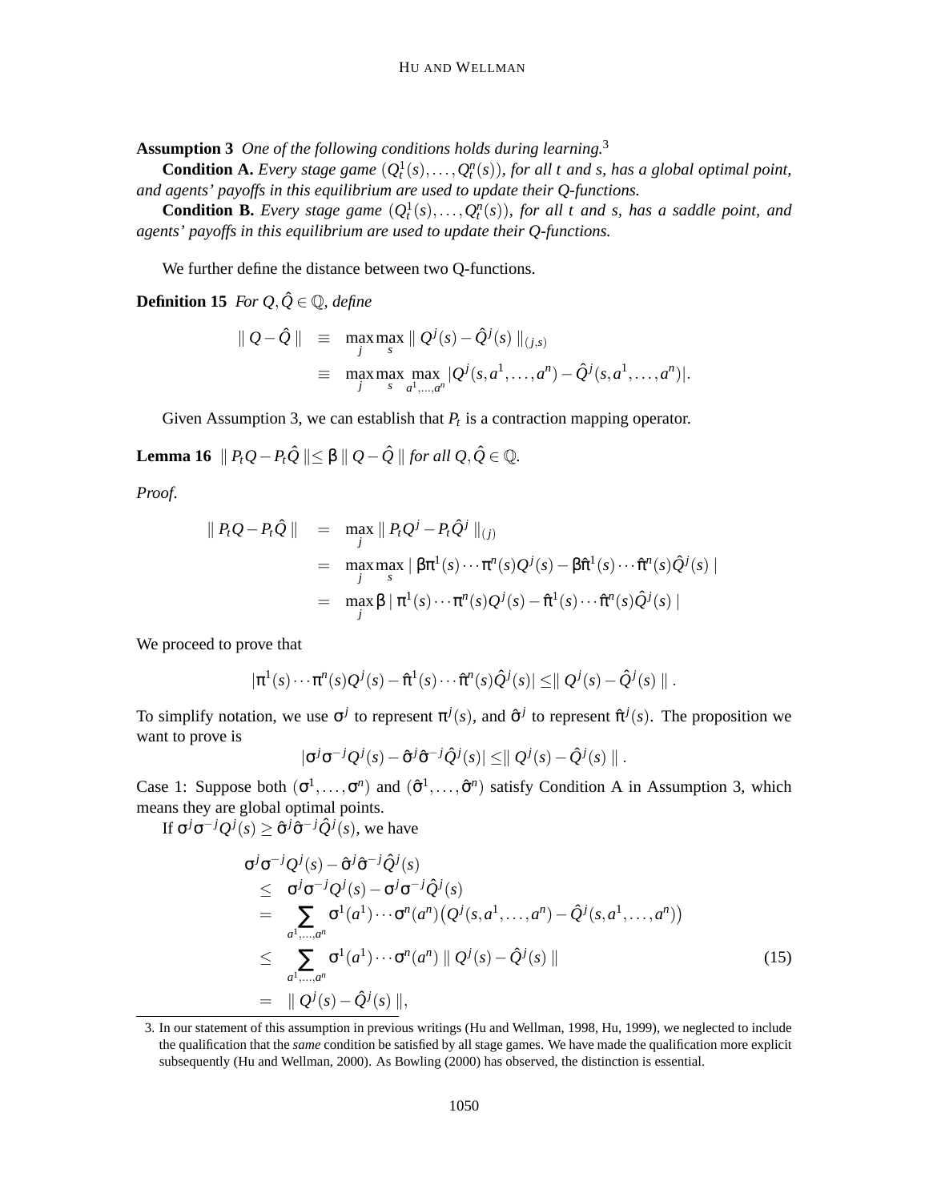**Assumption 3** *One of the following conditions holds during learning.*[3]

**Condition A.** *Every stage game $(Q_t^1(s), \ldots, Q_t^n(s))$, for all $t$ and $s$, has a global optimal point, and agents' payoffs in this equilibrium are used to update their Q-functions.*

**Condition B.** *Every stage game $(Q_t^1(s), \ldots, Q_t^n(s))$, for all $t$ and $s$, has a saddle point, and agents' payoffs in this equilibrium are used to update their Q-functions.*

We further define the distance between two Q-functions.

**Definition 15** *For $Q, \hat{Q} \in \mathbb{Q}$, define*

$$
\begin{aligned}
\| Q - \hat{Q} \| &\equiv \max_j \max_s \| Q^j(s) - \hat{Q}^j(s) \|_{(j,s)} \\
&\equiv \max_j \max_s \max_{a^1,\ldots,a^n} |Q^j(s, a^1, \ldots, a^n) - \hat{Q}^j(s, a^1, \ldots, a^n)|.
\end{aligned}
$$

Given Assumption 3, we can establish that $P_t$ is a contraction mapping operator.

**Lemma 16** $\| P_t Q - P_t \hat{Q} \| \leq \beta \| Q - \hat{Q} \|$ *for all $Q, \hat{Q} \in \mathbb{Q}$.*

*Proof.*

$$
\begin{aligned}
\| P_t Q - P_t \hat{Q} \| &= \max_j \| P_t Q^j - P_t \hat{Q}^j \|_{(j)} \\
&= \max_j \max_s | \beta \pi^1(s) \cdots \pi^n(s) Q^j(s) - \beta \hat{\pi}^1(s) \cdots \hat{\pi}^n(s) \hat{Q}^j(s) | \\
&= \max_j \beta \,| \pi^1(s) \cdots \pi^n(s) Q^j(s) - \hat{\pi}^1(s) \cdots \hat{\pi}^n(s) \hat{Q}^j(s) |
\end{aligned}
$$

We proceed to prove that

$$
|\pi^1(s) \cdots \pi^n(s) Q^j(s) - \hat{\pi}^1(s) \cdots \hat{\pi}^n(s) \hat{Q}^j(s)| \leq \| Q^j(s) - \hat{Q}^j(s) \|.
$$

To simplify notation, we use $\sigma^j$ to represent $\pi^j(s)$, and $\hat{\sigma}^j$ to represent $\hat{\pi}^j(s)$. The proposition we want to prove is

$$
|\sigma^j \sigma^{-j} Q^j(s) - \hat{\sigma}^j \hat{\sigma}^{-j} \hat{Q}^j(s)| \leq \| Q^j(s) - \hat{Q}^j(s) \|.
$$

Case 1: Suppose both $(\sigma^1, \ldots, \sigma^n)$ and $(\hat{\sigma}^1, \ldots, \hat{\sigma}^n)$ satisfy Condition A in Assumption 3, which means they are global optimal points.

If $\sigma^j \sigma^{-j} Q^j(s) \geq \hat{\sigma}^j \hat{\sigma}^{-j} \hat{Q}^j(s)$, we have

$$
\begin{aligned}
&\sigma^j \sigma^{-j} Q^j(s) - \hat{\sigma}^j \hat{\sigma}^{-j} \hat{Q}^j(s) \\
&\leq \sigma^j \sigma^{-j} Q^j(s) - \sigma^j \sigma^{-j} \hat{Q}^j(s) \\
&= \sum_{a^1,\ldots,a^n} \sigma^1(a^1) \cdots \sigma^n(a^n) \big( Q^j(s, a^1, \ldots, a^n) - \hat{Q}^j(s, a^1, \ldots, a^n) \big) \\
&\leq \sum_{a^1,\ldots,a^n} \sigma^1(a^1) \cdots \sigma^n(a^n) \| Q^j(s) - \hat{Q}^j(s) \| \qquad (15) \\
&= \| Q^j(s) - \hat{Q}^j(s) \|,
\end{aligned}
$$

[3] In our statement of this assumption in previous writings (Hu and Wellman, 1998, Hu, 1999), we neglected to include the qualification that the *same* condition be satisfied by all stage games. We have made the qualification more explicit subsequently (Hu and Wellman, 2000). As Bowling (2000) has observed, the distinction is essential.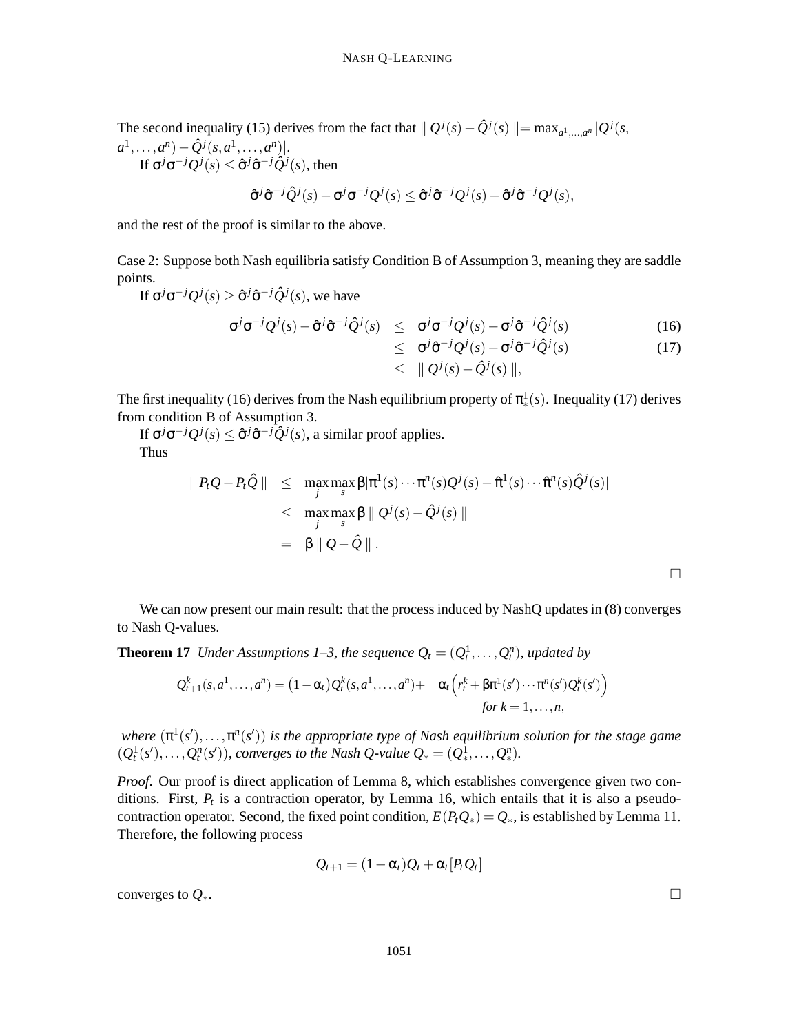The second inequality (15) derives from the fact that $\| Q^j(s) - \hat{Q}^j(s) \| = \max_{a^1,\ldots,a^n} |Q^j(s, a^1,\ldots,a^n) - \hat{Q}^j(s,a^1,\ldots,a^n)|$.

If $\sigma^j\sigma^{-j}Q^j(s) \leq \hat{\sigma}^j\hat{\sigma}^{-j}\hat{Q}^j(s)$, then

$$\hat{\sigma}^j\hat{\sigma}^{-j}\hat{Q}^j(s) - \sigma^j\sigma^{-j}Q^j(s) \leq \hat{\sigma}^j\hat{\sigma}^{-j}Q^j(s) - \hat{\sigma}^j\hat{\sigma}^{-j}Q^j(s),$$

and the rest of the proof is similar to the above.

Case 2: Suppose both Nash equilibria satisfy Condition B of Assumption 3, meaning they are saddle points.

If $\sigma^j\sigma^{-j}Q^j(s) \geq \hat{\sigma}^j\hat{\sigma}^{-j}\hat{Q}^j(s)$, we have

$$\begin{aligned}
\sigma^j\sigma^{-j}Q^j(s) - \hat{\sigma}^j\hat{\sigma}^{-j}\hat{Q}^j(s) &\leq \sigma^j\sigma^{-j}Q^j(s) - \sigma^j\hat{\sigma}^{-j}\hat{Q}^j(s) &(16)\\
&\leq \sigma^j\hat{\sigma}^{-j}Q^j(s) - \sigma^j\hat{\sigma}^{-j}\hat{Q}^j(s) &(17)\\
&\leq \| Q^j(s) - \hat{Q}^j(s) \|,
\end{aligned}$$

The first inequality (16) derives from the Nash equilibrium property of $\pi^1_*(s)$. Inequality (17) derives from condition B of Assumption 3.

If $\sigma^j\sigma^{-j}Q^j(s) \leq \hat{\sigma}^j\hat{\sigma}^{-j}\hat{Q}^j(s)$, a similar proof applies.

Thus

$$\begin{aligned}
\| P_tQ - P_t\hat{Q} \| &\leq \max_j \max_s \beta |\pi^1(s)\cdots\pi^n(s)Q^j(s) - \hat{\pi}^1(s)\cdots\hat{\pi}^n(s)\hat{Q}^j(s)|\\
&\leq \max_j \max_s \beta \| Q^j(s) - \hat{Q}^j(s) \|\\
&= \beta \| Q - \hat{Q} \| .
\end{aligned}$$

□

We can now present our main result: that the process induced by NashQ updates in (8) converges to Nash Q-values.

**Theorem 17** *Under Assumptions 1–3, the sequence $Q_t = (Q^1_t, \ldots, Q^n_t)$, updated by*

$$Q^k_{t+1}(s,a^1,\ldots,a^n) = (1-\alpha_t)Q^k_t(s,a^1,\ldots,a^n) + \alpha_t\left(r^k_t + \beta\pi^1(s')\cdots\pi^n(s')Q^k_t(s')\right) \quad \text{for } k = 1,\ldots,n,$$

*where $(\pi^1(s'),\ldots,\pi^n(s'))$ is the appropriate type of Nash equilibrium solution for the stage game $(Q^1_t(s'),\ldots,Q^n_t(s'))$, converges to the Nash Q-value $Q_* = (Q^1_*,\ldots,Q^n_*)$.*

*Proof*. Our proof is direct application of Lemma 8, which establishes convergence given two conditions. First, $P_t$ is a contraction operator, by Lemma 16, which entails that it is also a pseudo-contraction operator. Second, the fixed point condition, $E(P_tQ_*) = Q_*$, is established by Lemma 11. Therefore, the following process

$$Q_{t+1} = (1-\alpha_t)Q_t + \alpha_t[P_tQ_t]$$

converges to $Q_*$. □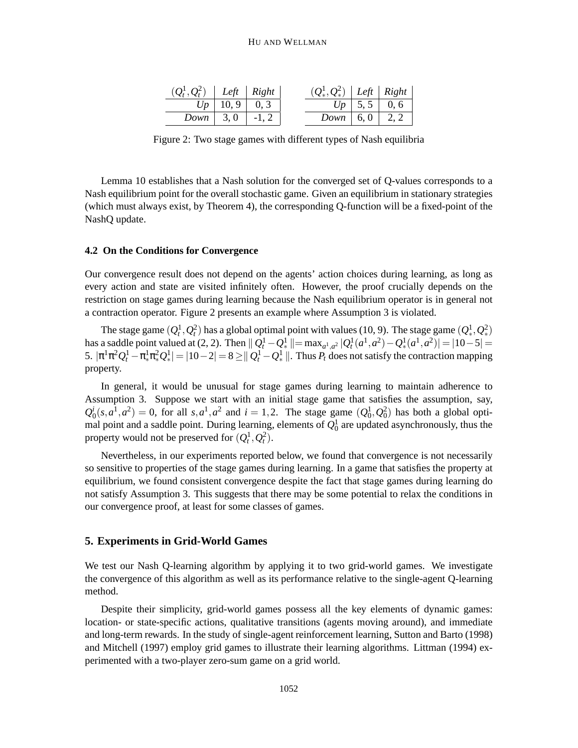| $(Q_t^1, Q_t^2)$ | *Left* | *Right* |
|---|---|---|
| *Up* | 10, 9 | 0, 3 |
| *Down* | 3, 0 | -1, 2 |

| $(Q_*^1, Q_*^2)$ | *Left* | *Right* |
|---|---|---|
| *Up* | 5, 5 | 0, 6 |
| *Down* | 6, 0 | 2, 2 |

Figure 2: Two stage games with different types of Nash equilibria

Lemma 10 establishes that a Nash solution for the converged set of Q-values corresponds to a Nash equilibrium point for the overall stochastic game. Given an equilibrium in stationary strategies (which must always exist, by Theorem 4), the corresponding Q-function will be a fixed-point of the NashQ update.

### 4.2 On the Conditions for Convergence

Our convergence result does not depend on the agents' action choices during learning, as long as every action and state are visited infinitely often. However, the proof crucially depends on the restriction on stage games during learning because the Nash equilibrium operator is in general not a contraction operator. Figure 2 presents an example where Assumption 3 is violated.

The stage game $(Q_t^1, Q_t^2)$ has a global optimal point with values (10, 9). The stage game $(Q_*^1, Q_*^2)$ has a saddle point valued at (2, 2). Then $\| Q_t^1 - Q_*^1 \| = \max_{a^1,a^2} |Q_t^1(a^1,a^2) - Q_*^1(a^1,a^2)| = |10-5| = 5$. $|\pi^1\pi^2 Q_t^1 - \pi_*^1\pi_*^2 Q_*^1| = |10-2| = 8 \geq \| Q_t^1 - Q_*^1 \|$. Thus $P_t$ does not satisfy the contraction mapping property.

In general, it would be unusual for stage games during learning to maintain adherence to Assumption 3. Suppose we start with an initial stage game that satisfies the assumption, say, $Q_0^i(s,a^1,a^2) = 0$, for all $s, a^1, a^2$ and $i = 1,2$. The stage game $(Q_0^1, Q_0^2)$ has both a global optimal point and a saddle point. During learning, elements of $Q_0^1$ are updated asynchronously, thus the property would not be preserved for $(Q_t^1, Q_t^2)$.

Nevertheless, in our experiments reported below, we found that convergence is not necessarily so sensitive to properties of the stage games during learning. In a game that satisfies the property at equilibrium, we found consistent convergence despite the fact that stage games during learning do not satisfy Assumption 3. This suggests that there may be some potential to relax the conditions in our convergence proof, at least for some classes of games.

## 5. Experiments in Grid-World Games

We test our Nash Q-learning algorithm by applying it to two grid-world games. We investigate the convergence of this algorithm as well as its performance relative to the single-agent Q-learning method.

Despite their simplicity, grid-world games possess all the key elements of dynamic games: location- or state-specific actions, qualitative transitions (agents moving around), and immediate and long-term rewards. In the study of single-agent reinforcement learning, Sutton and Barto (1998) and Mitchell (1997) employ grid games to illustrate their learning algorithms. Littman (1994) experimented with a two-player zero-sum game on a grid world.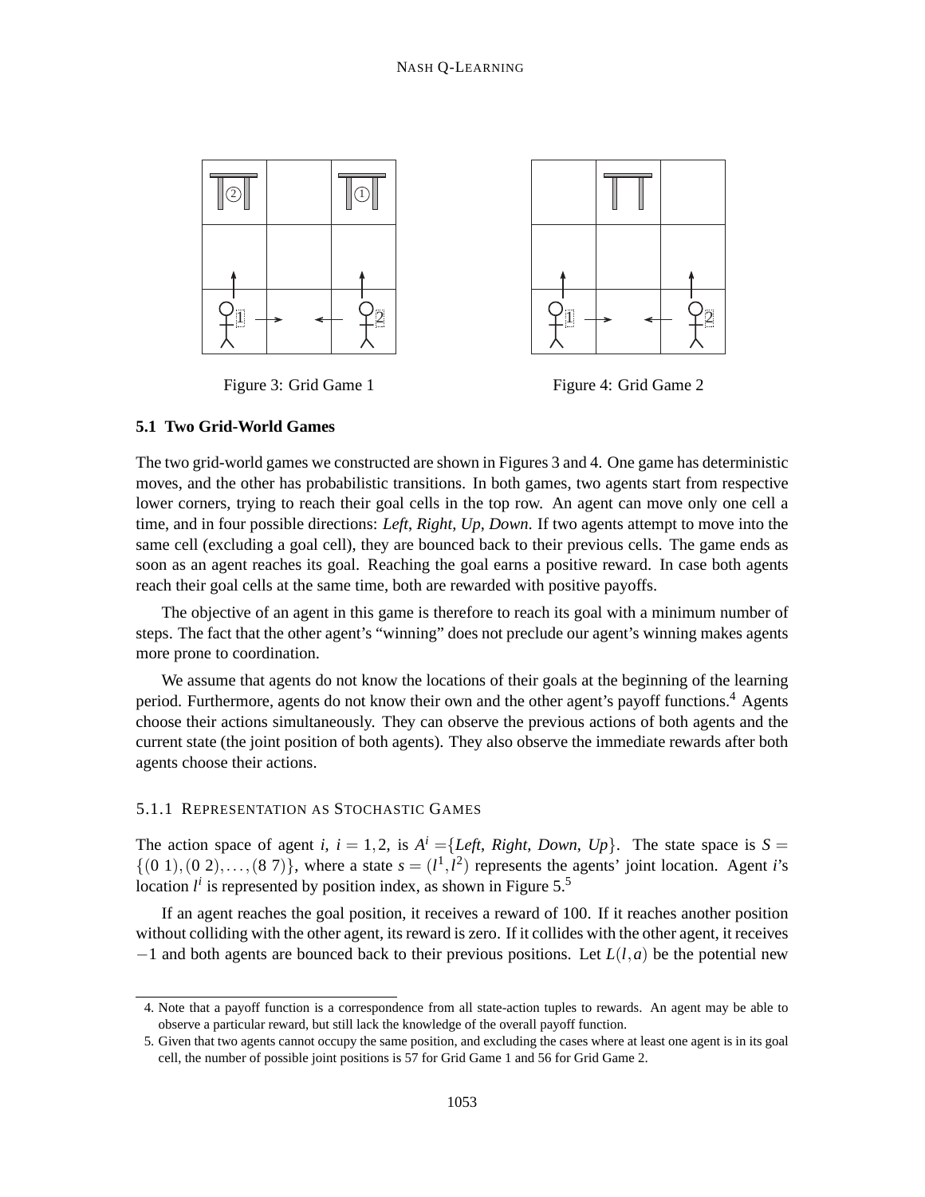Figure 3: Grid Game 1

Figure 4: Grid Game 2

### 5.1 Two Grid-World Games

The two grid-world games we constructed are shown in Figures 3 and 4. One game has deterministic moves, and the other has probabilistic transitions. In both games, two agents start from respective lower corners, trying to reach their goal cells in the top row. An agent can move only one cell a time, and in four possible directions: *Left*, *Right*, *Up*, *Down*. If two agents attempt to move into the same cell (excluding a goal cell), they are bounced back to their previous cells. The game ends as soon as an agent reaches its goal. Reaching the goal earns a positive reward. In case both agents reach their goal cells at the same time, both are rewarded with positive payoffs.

The objective of an agent in this game is therefore to reach its goal with a minimum number of steps. The fact that the other agent's "winning" does not preclude our agent's winning makes agents more prone to coordination.

We assume that agents do not know the locations of their goals at the beginning of the learning period. Furthermore, agents do not know their own and the other agent's payoff functions.[4] Agents choose their actions simultaneously. They can observe the previous actions of both agents and the current state (the joint position of both agents). They also observe the immediate rewards after both agents choose their actions.

#### 5.1.1 Representation as Stochastic Games

The action space of agent $i$, $i = 1, 2$, is $A^i$ ={*Left*, *Right*, *Down*, *Up*}. The state space is $S = \{(0\ 1), (0\ 2), \ldots, (8\ 7)\}$, where a state $s = (l^1, l^2)$ represents the agents' joint location. Agent $i$'s location $l^i$ is represented by position index, as shown in Figure 5.[5]

If an agent reaches the goal position, it receives a reward of 100. If it reaches another position without colliding with the other agent, its reward is zero. If it collides with the other agent, it receives $-1$ and both agents are bounced back to their previous positions. Let $L(l, a)$ be the potential new

4. Note that a payoff function is a correspondence from all state-action tuples to rewards. An agent may be able to observe a particular reward, but still lack the knowledge of the overall payoff function.

5. Given that two agents cannot occupy the same position, and excluding the cases where at least one agent is in its goal cell, the number of possible joint positions is 57 for Grid Game 1 and 56 for Grid Game 2.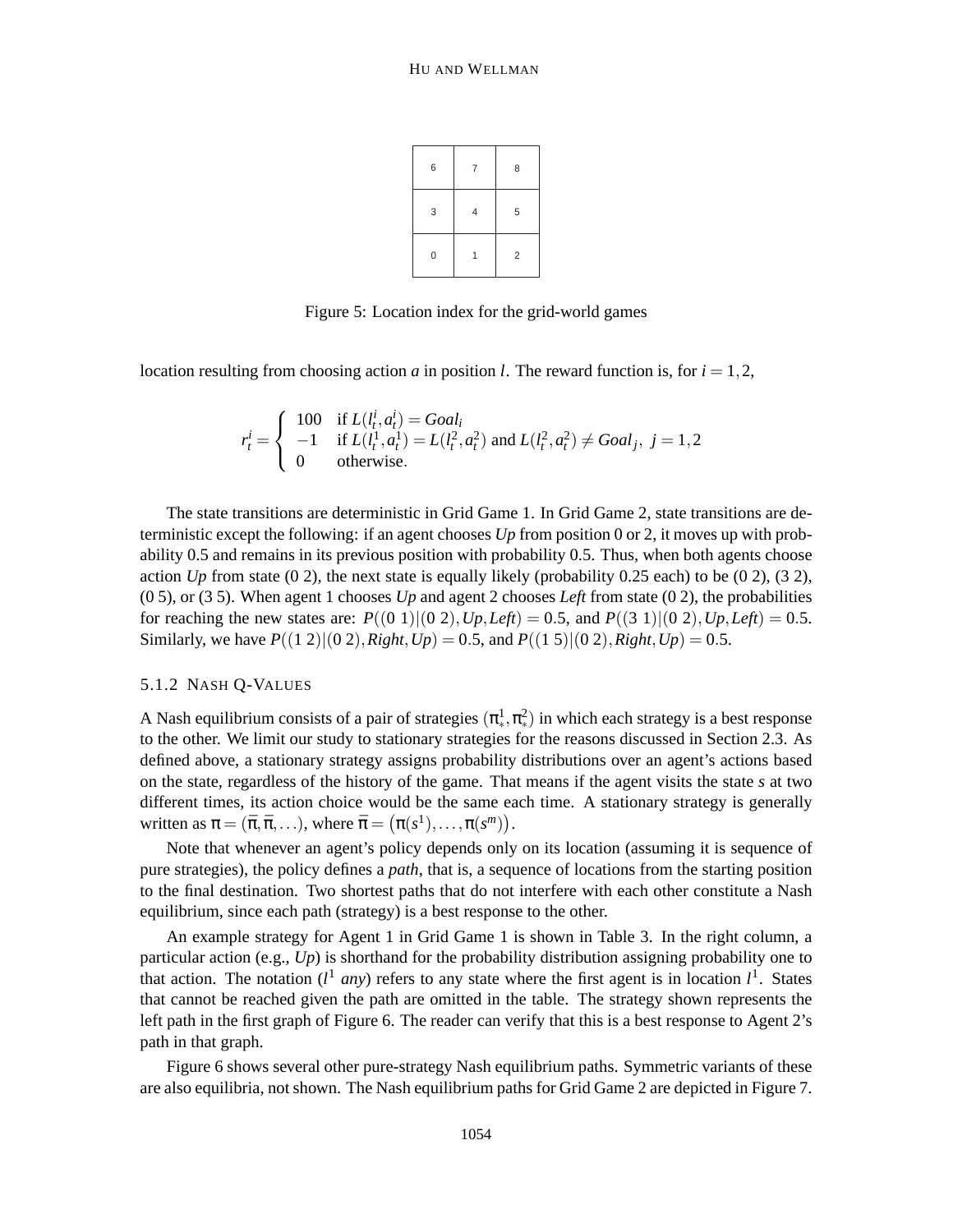| 6 | 7 | 8 |
|---|---|---|
| 3 | 4 | 5 |
| 0 | 1 | 2 |

Figure 5: Location index for the grid-world games

location resulting from choosing action $a$ in position $l$. The reward function is, for $i = 1, 2$,

$$r_t^i = \begin{cases} 100 & \text{if } L(l_t^i, a_t^i) = Goal_i \\ -1 & \text{if } L(l_t^1, a_t^1) = L(l_t^2, a_t^2) \text{ and } L(l_t^2, a_t^2) \neq Goal_j,\ j = 1, 2 \\ 0 & \text{otherwise.} \end{cases}$$

The state transitions are deterministic in Grid Game 1. In Grid Game 2, state transitions are deterministic except the following: if an agent chooses *Up* from position 0 or 2, it moves up with probability 0.5 and remains in its previous position with probability 0.5. Thus, when both agents choose action *Up* from state (0 2), the next state is equally likely (probability 0.25 each) to be (0 2), (3 2), (0 5), or (3 5). When agent 1 chooses *Up* and agent 2 chooses *Left* from state (0 2), the probabilities for reaching the new states are: $P((0\ 1)|(0\ 2), Up, Left) = 0.5$, and $P((3\ 1)|(0\ 2), Up, Left) = 0.5$. Similarly, we have $P((1\ 2)|(0\ 2), Right, Up) = 0.5$, and $P((1\ 5)|(0\ 2), Right, Up) = 0.5$.

#### 5.1.2 Nash Q-Values

A Nash equilibrium consists of a pair of strategies $(\pi_*^1, \pi_*^2)$ in which each strategy is a best response to the other. We limit our study to stationary strategies for the reasons discussed in Section 2.3. As defined above, a stationary strategy assigns probability distributions over an agent's actions based on the state, regardless of the history of the game. That means if the agent visits the state $s$ at two different times, its action choice would be the same each time. A stationary strategy is generally written as $\pi = (\bar{\pi}, \bar{\pi}, \ldots)$, where $\bar{\pi} = \left(\pi(s^1), \ldots, \pi(s^m)\right)$.

Note that whenever an agent's policy depends only on its location (assuming it is sequence of pure strategies), the policy defines a *path*, that is, a sequence of locations from the starting position to the final destination. Two shortest paths that do not interfere with each other constitute a Nash equilibrium, since each path (strategy) is a best response to the other.

An example strategy for Agent 1 in Grid Game 1 is shown in Table 3. In the right column, a particular action (e.g., *Up*) is shorthand for the probability distribution assigning probability one to that action. The notation ($l^1$ *any*) refers to any state where the first agent is in location $l^1$. States that cannot be reached given the path are omitted in the table. The strategy shown represents the left path in the first graph of Figure 6. The reader can verify that this is a best response to Agent 2's path in that graph.

Figure 6 shows several other pure-strategy Nash equilibrium paths. Symmetric variants of these are also equilibria, not shown. The Nash equilibrium paths for Grid Game 2 are depicted in Figure 7.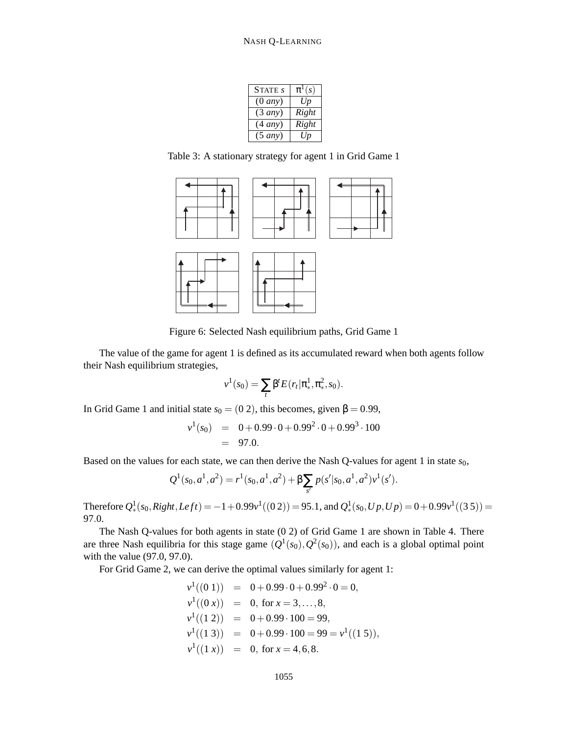| STATE $s$ | $\pi^1(s)$ |
|---|---|
| (0 *any*) | *Up* |
| (3 *any*) | *Right* |
| (4 *any*) | *Right* |
| (5 *any*) | *Up* |

Table 3: A stationary strategy for agent 1 in Grid Game 1

Figure 6: Selected Nash equilibrium paths, Grid Game 1

The value of the game for agent 1 is defined as its accumulated reward when both agents follow their Nash equilibrium strategies,

$$v^1(s_0) = \sum_t \beta^t E(r_t|\pi^1_*, \pi^2_*, s_0).$$

In Grid Game 1 and initial state $s_0 = (0\ 2)$, this becomes, given $\beta = 0.99$,

$$\begin{aligned} v^1(s_0) &= 0 + 0.99 \cdot 0 + 0.99^2 \cdot 0 + 0.99^3 \cdot 100 \\ &= 97.0. \end{aligned}$$

Based on the values for each state, we can then derive the Nash Q-values for agent 1 in state $s_0$,

$$Q^1(s_0, a^1, a^2) = r^1(s_0, a^1, a^2) + \beta \sum_{s'} p(s'|s_0, a^1, a^2) v^1(s').$$

Therefore $Q^1_*(s_0, Right, Left) = -1 + 0.99 v^1((0\ 2)) = 95.1$, and $Q^1_*(s_0, Up, Up) = 0 + 0.99 v^1((3\ 5)) = 97.0$.

The Nash Q-values for both agents in state (0 2) of Grid Game 1 are shown in Table 4. There are three Nash equilibria for this stage game $(Q^1(s_0), Q^2(s_0))$, and each is a global optimal point with the value (97.0, 97.0).

For Grid Game 2, we can derive the optimal values similarly for agent 1:

$$\begin{aligned} v^1((0\ 1)) &= 0 + 0.99 \cdot 0 + 0.99^2 \cdot 0 = 0, \\ v^1((0\ x)) &= 0, \text{ for } x = 3, \ldots, 8, \\ v^1((1\ 2)) &= 0 + 0.99 \cdot 100 = 99, \\ v^1((1\ 3)) &= 0 + 0.99 \cdot 100 = 99 = v^1((1\ 5)), \\ v^1((1\ x)) &= 0, \text{ for } x = 4, 6, 8. \end{aligned}$$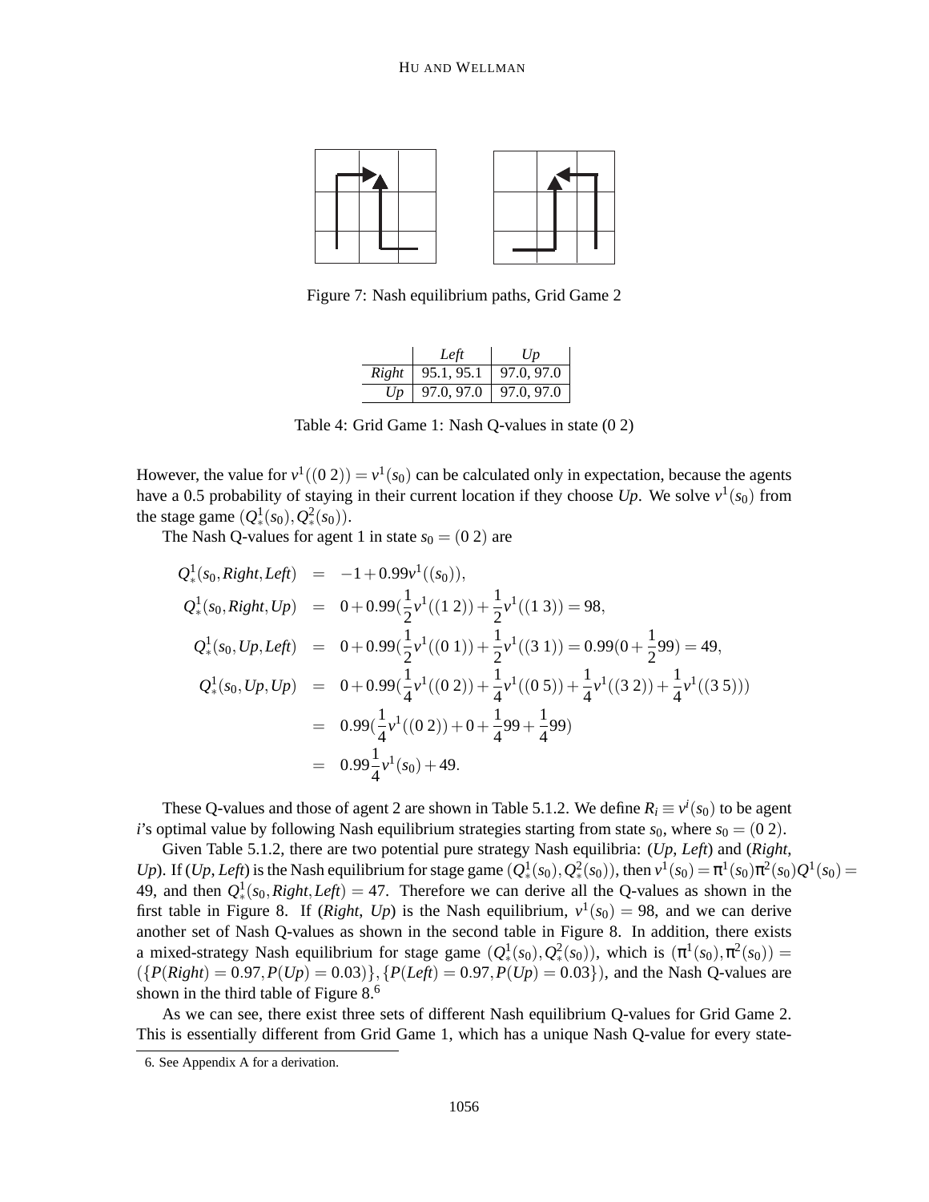Figure 7: Nash equilibrium paths, Grid Game 2

|  | *Left* | *Up* |
|---|---|---|
| *Right* | 95.1, 95.1 | 97.0, 97.0 |
| *Up* | 97.0, 97.0 | 97.0, 97.0 |

Table 4: Grid Game 1: Nash Q-values in state (0 2)

However, the value for $v^1((0\ 2)) = v^1(s_0)$ can be calculated only in expectation, because the agents have a 0.5 probability of staying in their current location if they choose *Up*. We solve $v^1(s_0)$ from the stage game $(Q^1_*(s_0), Q^2_*(s_0))$.

The Nash Q-values for agent 1 in state $s_0 = (0\ 2)$ are

$$
\begin{aligned}
Q^1_*(s_0, Right, Left) &= -1 + 0.99v^1((s_0)), \\
Q^1_*(s_0, Right, Up) &= 0 + 0.99(\frac{1}{2}v^1((1\ 2)) + \frac{1}{2}v^1((1\ 3)) = 98, \\
Q^1_*(s_0, Up, Left) &= 0 + 0.99(\frac{1}{2}v^1((0\ 1)) + \frac{1}{2}v^1((3\ 1)) = 0.99(0 + \frac{1}{2}99) = 49, \\
Q^1_*(s_0, Up, Up) &= 0 + 0.99(\frac{1}{4}v^1((0\ 2)) + \frac{1}{4}v^1((0\ 5)) + \frac{1}{4}v^1((3\ 2)) + \frac{1}{4}v^1((3\ 5))) \\
&= 0.99(\frac{1}{4}v^1((0\ 2)) + 0 + \frac{1}{4}99 + \frac{1}{4}99) \\
&= 0.99\frac{1}{4}v^1(s_0) + 49.
\end{aligned}
$$

These Q-values and those of agent 2 are shown in Table 5.1.2. We define $R_i \equiv v^i(s_0)$ to be agent $i$'s optimal value by following Nash equilibrium strategies starting from state $s_0$, where $s_0 = (0\ 2)$.

Given Table 5.1.2, there are two potential pure strategy Nash equilibria: (*Up*, *Left*) and (*Right*, *Up*). If (*Up*, *Left*) is the Nash equilibrium for stage game $(Q^1_*(s_0), Q^2_*(s_0))$, then $v^1(s_0) = \pi^1(s_0)\pi^2(s_0)Q^1(s_0) = 49$, and then $Q^1_*(s_0, Right, Left) = 47$. Therefore we can derive all the Q-values as shown in the first table in Figure 8. If (*Right*, *Up*) is the Nash equilibrium, $v^1(s_0) = 98$, and we can derive another set of Nash Q-values as shown in the second table in Figure 8. In addition, there exists a mixed-strategy Nash equilibrium for stage game $(Q^1_*(s_0), Q^2_*(s_0))$, which is $(\pi^1(s_0), \pi^2(s_0)) = (\{P(Right) = 0.97, P(Up) = 0.03\}, \{P(Left) = 0.97, P(Up) = 0.03\})$, and the Nash Q-values are shown in the third table of Figure 8.[6]

As we can see, there exist three sets of different Nash equilibrium Q-values for Grid Game 2. This is essentially different from Grid Game 1, which has a unique Nash Q-value for every state-

6. See Appendix A for a derivation.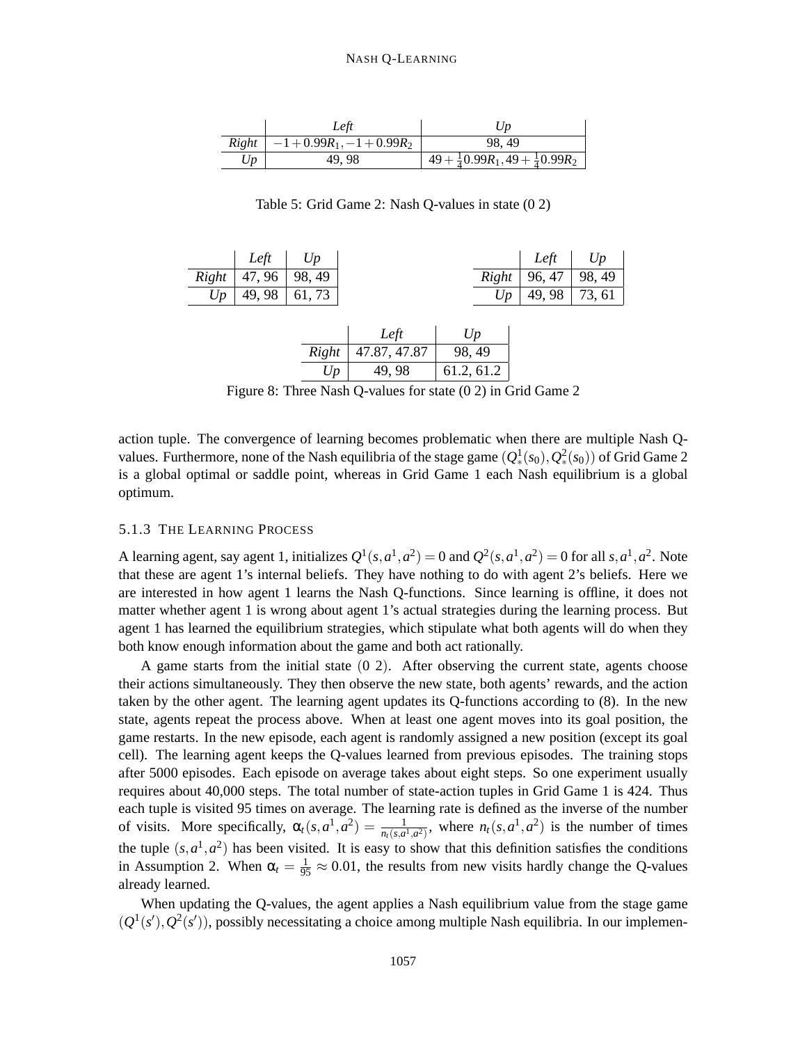|  | *Left* | *Up* |
|---|---|---|
| *Right* | $-1+0.99R_1, -1+0.99R_2$ | 98, 49 |
| *Up* | 49, 98 | $49+\frac{1}{4}0.99R_1, 49+\frac{1}{4}0.99R_2$ |

Table 5: Grid Game 2: Nash Q-values in state (0 2)

|  | *Left* | *Up* |
|---|---|---|
| *Right* | 47, 96 | 98, 49 |
| *Up* | 49, 98 | 61, 73 |

|  | *Left* | *Up* |
|---|---|---|
| *Right* | 96, 47 | 98, 49 |
| *Up* | 49, 98 | 73, 61 |

|  | *Left* | *Up* |
|---|---|---|
| *Right* | 47.87, 47.87 | 98, 49 |
| *Up* | 49, 98 | 61.2, 61.2 |

Figure 8: Three Nash Q-values for state (0 2) in Grid Game 2

action tuple. The convergence of learning becomes problematic when there are multiple Nash Q-values. Furthermore, none of the Nash equilibria of the stage game $(Q^1_*(s_0), Q^2_*(s_0))$ of Grid Game 2 is a global optimal or saddle point, whereas in Grid Game 1 each Nash equilibrium is a global optimum.

### 5.1.3 The Learning Process

A learning agent, say agent 1, initializes $Q^1(s,a^1,a^2) = 0$ and $Q^2(s,a^1,a^2) = 0$ for all $s, a^1, a^2$. Note that these are agent 1's internal beliefs. They have nothing to do with agent 2's beliefs. Here we are interested in how agent 1 learns the Nash Q-functions. Since learning is offline, it does not matter whether agent 1 is wrong about agent 1's actual strategies during the learning process. But agent 1 has learned the equilibrium strategies, which stipulate what both agents will do when they both know enough information about the game and both act rationally.

A game starts from the initial state $(0\ 2)$. After observing the current state, agents choose their actions simultaneously. They then observe the new state, both agents' rewards, and the action taken by the other agent. The learning agent updates its Q-functions according to (8). In the new state, agents repeat the process above. When at least one agent moves into its goal position, the game restarts. In the new episode, each agent is randomly assigned a new position (except its goal cell). The learning agent keeps the Q-values learned from previous episodes. The training stops after 5000 episodes. Each episode on average takes about eight steps. So one experiment usually requires about 40,000 steps. The total number of state-action tuples in Grid Game 1 is 424. Thus each tuple is visited 95 times on average. The learning rate is defined as the inverse of the number of visits. More specifically, $\alpha_t(s,a^1,a^2) = \frac{1}{n_t(s,a^1,a^2)}$, where $n_t(s,a^1,a^2)$ is the number of times the tuple $(s,a^1,a^2)$ has been visited. It is easy to show that this definition satisfies the conditions in Assumption 2. When $\alpha_t = \frac{1}{95} \approx 0.01$, the results from new visits hardly change the Q-values already learned.

When updating the Q-values, the agent applies a Nash equilibrium value from the stage game $(Q^1(s'), Q^2(s'))$, possibly necessitating a choice among multiple Nash equilibria. In our implemen-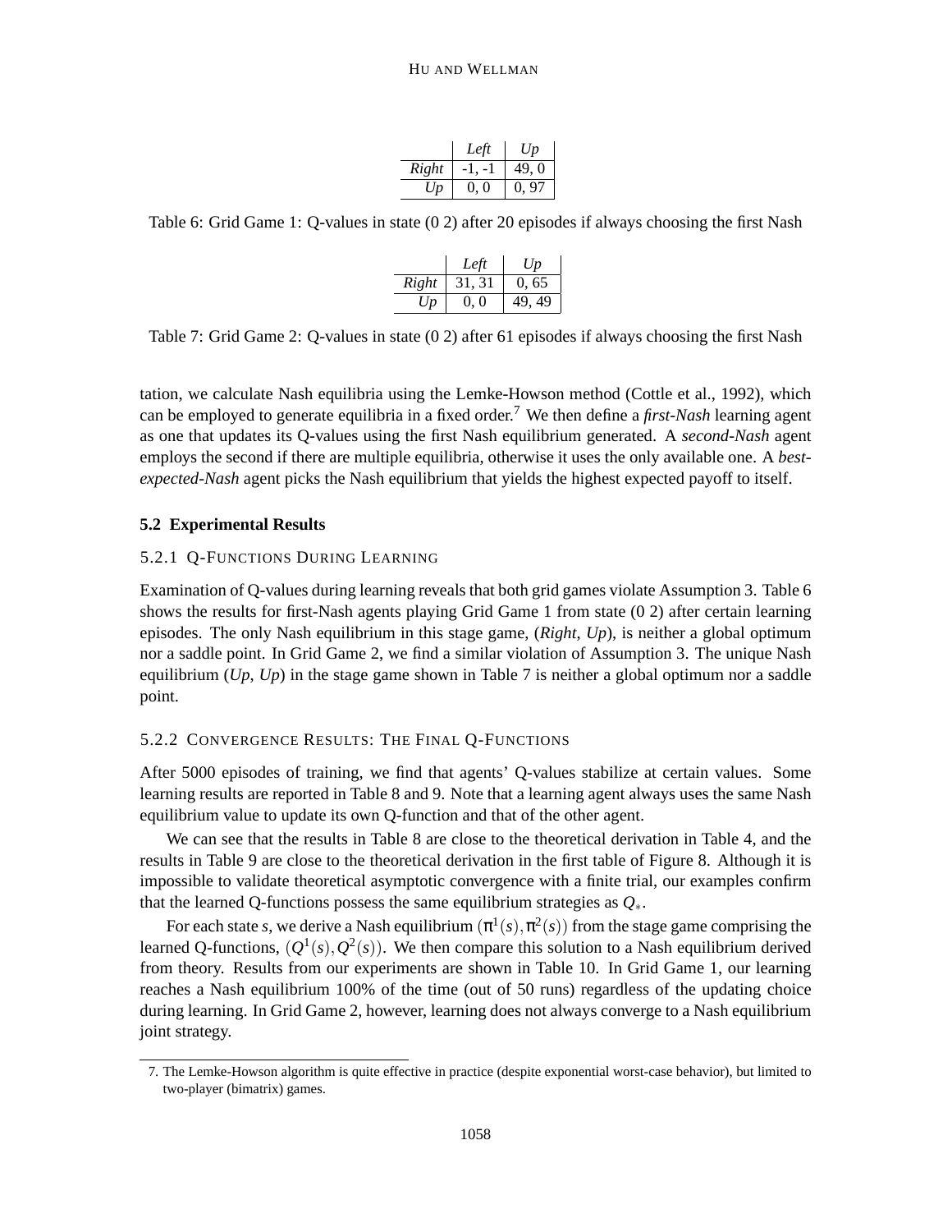|  | *Left* | *Up* |
|---|---|---|
| *Right* | -1, -1 | 49, 0 |
| *Up* | 0, 0 | 0, 97 |

Table 6: Grid Game 1: Q-values in state (0 2) after 20 episodes if always choosing the first Nash

|  | *Left* | *Up* |
|---|---|---|
| *Right* | 31, 31 | 0, 65 |
| *Up* | 0, 0 | 49, 49 |

Table 7: Grid Game 2: Q-values in state (0 2) after 61 episodes if always choosing the first Nash

tation, we calculate Nash equilibria using the Lemke-Howson method (Cottle et al., 1992), which can be employed to generate equilibria in a fixed order.[7] We then define a *first-Nash* learning agent as one that updates its Q-values using the first Nash equilibrium generated. A *second-Nash* agent employs the second if there are multiple equilibria, otherwise it uses the only available one. A *best-expected-Nash* agent picks the Nash equilibrium that yields the highest expected payoff to itself.

### 5.2 Experimental Results

#### 5.2.1 Q-Functions During Learning

Examination of Q-values during learning reveals that both grid games violate Assumption 3. Table 6 shows the results for first-Nash agents playing Grid Game 1 from state (0 2) after certain learning episodes. The only Nash equilibrium in this stage game, (*Right*, *Up*), is neither a global optimum nor a saddle point. In Grid Game 2, we find a similar violation of Assumption 3. The unique Nash equilibrium (*Up*, *Up*) in the stage game shown in Table 7 is neither a global optimum nor a saddle point.

#### 5.2.2 Convergence Results: The Final Q-Functions

After 5000 episodes of training, we find that agents' Q-values stabilize at certain values. Some learning results are reported in Table 8 and 9. Note that a learning agent always uses the same Nash equilibrium value to update its own Q-function and that of the other agent.

We can see that the results in Table 8 are close to the theoretical derivation in Table 4, and the results in Table 9 are close to the theoretical derivation in the first table of Figure 8. Although it is impossible to validate theoretical asymptotic convergence with a finite trial, our examples confirm that the learned Q-functions possess the same equilibrium strategies as $Q_*$.

For each state $s$, we derive a Nash equilibrium $(\pi^1(s), \pi^2(s))$ from the stage game comprising the learned Q-functions, $(Q^1(s), Q^2(s))$. We then compare this solution to a Nash equilibrium derived from theory. Results from our experiments are shown in Table 10. In Grid Game 1, our learning reaches a Nash equilibrium 100% of the time (out of 50 runs) regardless of the updating choice during learning. In Grid Game 2, however, learning does not always converge to a Nash equilibrium joint strategy.

7. The Lemke-Howson algorithm is quite effective in practice (despite exponential worst-case behavior), but limited to two-player (bimatrix) games.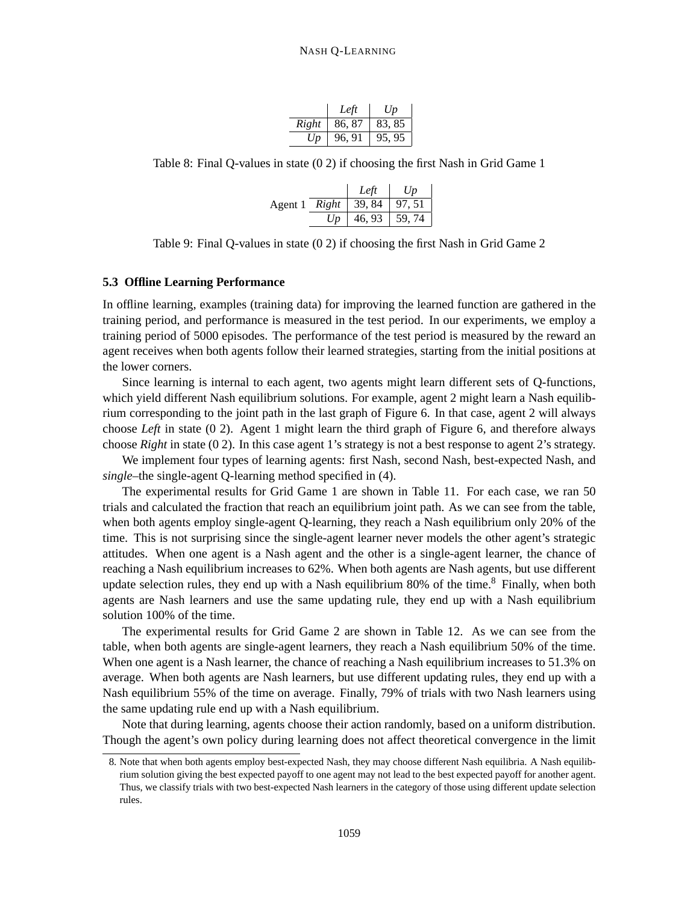| | *Left* | *Up* |
|---|---|---|
| *Right* | 86, 87 | 83, 85 |
| *Up* | 96, 91 | 95, 95 |

Table 8: Final Q-values in state (0 2) if choosing the first Nash in Grid Game 1

| | | *Left* | *Up* |
|---|---|---|---|
| Agent 1 | *Right* | 39, 84 | 97, 51 |
| | *Up* | 46, 93 | 59, 74 |

Table 9: Final Q-values in state (0 2) if choosing the first Nash in Grid Game 2

### 5.3 Offline Learning Performance

In offline learning, examples (training data) for improving the learned function are gathered in the training period, and performance is measured in the test period. In our experiments, we employ a training period of 5000 episodes. The performance of the test period is measured by the reward an agent receives when both agents follow their learned strategies, starting from the initial positions at the lower corners.

Since learning is internal to each agent, two agents might learn different sets of Q-functions, which yield different Nash equilibrium solutions. For example, agent 2 might learn a Nash equilibrium corresponding to the joint path in the last graph of Figure 6. In that case, agent 2 will always choose *Left* in state (0 2). Agent 1 might learn the third graph of Figure 6, and therefore always choose *Right* in state (0 2). In this case agent 1's strategy is not a best response to agent 2's strategy.

We implement four types of learning agents: first Nash, second Nash, best-expected Nash, and *single*–the single-agent Q-learning method specified in (4).

The experimental results for Grid Game 1 are shown in Table 11. For each case, we ran 50 trials and calculated the fraction that reach an equilibrium joint path. As we can see from the table, when both agents employ single-agent Q-learning, they reach a Nash equilibrium only 20% of the time. This is not surprising since the single-agent learner never models the other agent's strategic attitudes. When one agent is a Nash agent and the other is a single-agent learner, the chance of reaching a Nash equilibrium increases to 62%. When both agents are Nash agents, but use different update selection rules, they end up with a Nash equilibrium 80% of the time.[8] Finally, when both agents are Nash learners and use the same updating rule, they end up with a Nash equilibrium solution 100% of the time.

The experimental results for Grid Game 2 are shown in Table 12. As we can see from the table, when both agents are single-agent learners, they reach a Nash equilibrium 50% of the time. When one agent is a Nash learner, the chance of reaching a Nash equilibrium increases to 51.3% on average. When both agents are Nash learners, but use different updating rules, they end up with a Nash equilibrium 55% of the time on average. Finally, 79% of trials with two Nash learners using the same updating rule end up with a Nash equilibrium.

Note that during learning, agents choose their action randomly, based on a uniform distribution. Though the agent's own policy during learning does not affect theoretical convergence in the limit

8. Note that when both agents employ best-expected Nash, they may choose different Nash equilibria. A Nash equilibrium solution giving the best expected payoff to one agent may not lead to the best expected payoff for another agent. Thus, we classify trials with two best-expected Nash learners in the category of those using different update selection rules.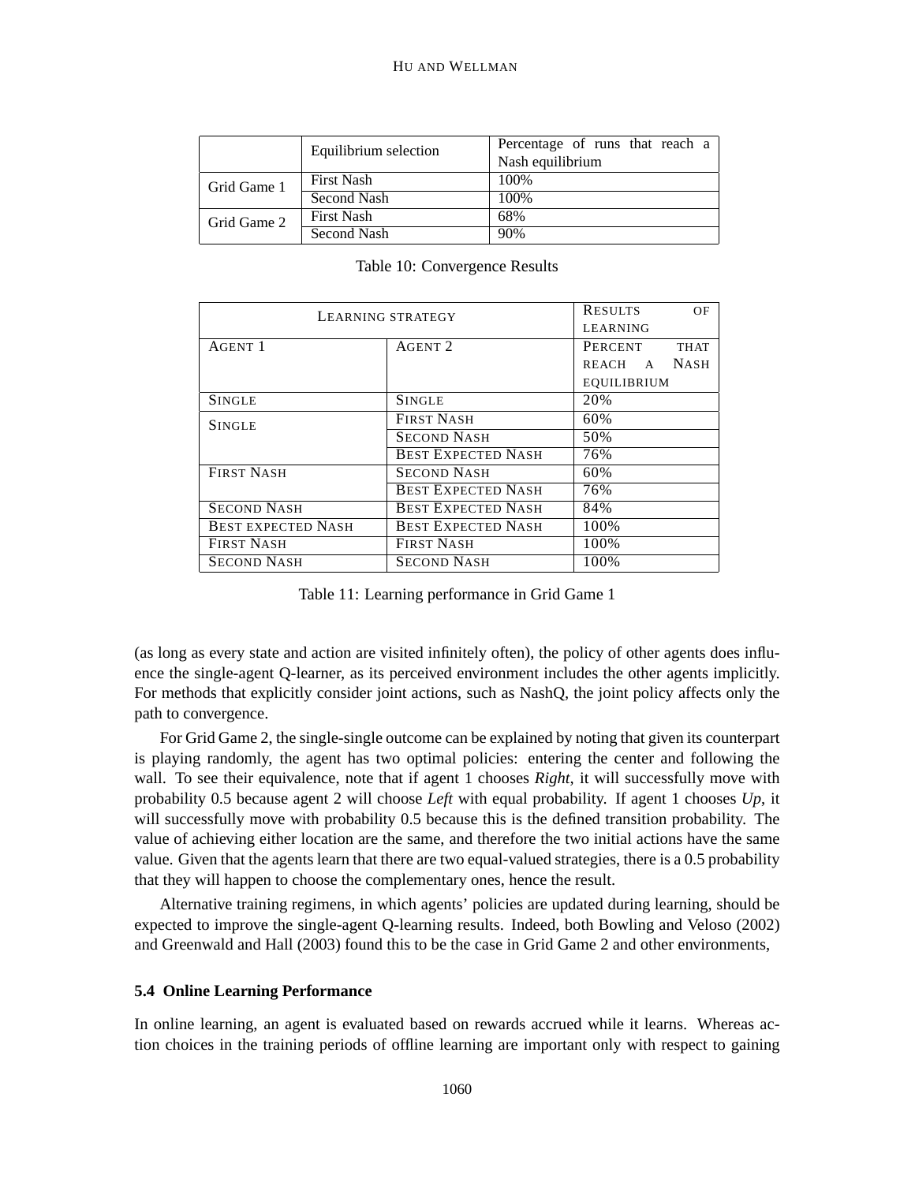|  | Equilibrium selection | Percentage of runs that reach a Nash equilibrium |
|---|---|---|
| Grid Game 1 | First Nash | 100% |
|  | Second Nash | 100% |
| Grid Game 2 | First Nash | 68% |
|  | Second Nash | 90% |

Table 10: Convergence Results

| LEARNING STRATEGY | | RESULTS OF LEARNING |
|---|---|---|
| AGENT 1 | AGENT 2 | PERCENT THAT REACH A NASH EQUILIBRIUM |
| SINGLE | SINGLE | 20% |
| SINGLE | FIRST NASH | 60% |
|  | SECOND NASH | 50% |
|  | BEST EXPECTED NASH | 76% |
| FIRST NASH | SECOND NASH | 60% |
|  | BEST EXPECTED NASH | 76% |
| SECOND NASH | BEST EXPECTED NASH | 84% |
| BEST EXPECTED NASH | BEST EXPECTED NASH | 100% |
| FIRST NASH | FIRST NASH | 100% |
| SECOND NASH | SECOND NASH | 100% |

Table 11: Learning performance in Grid Game 1

(as long as every state and action are visited infinitely often), the policy of other agents does influence the single-agent Q-learner, as its perceived environment includes the other agents implicitly. For methods that explicitly consider joint actions, such as NashQ, the joint policy affects only the path to convergence.

For Grid Game 2, the single-single outcome can be explained by noting that given its counterpart is playing randomly, the agent has two optimal policies: entering the center and following the wall. To see their equivalence, note that if agent 1 chooses *Right*, it will successfully move with probability 0.5 because agent 2 will choose *Left* with equal probability. If agent 1 chooses *Up*, it will successfully move with probability 0.5 because this is the defined transition probability. The value of achieving either location are the same, and therefore the two initial actions have the same value. Given that the agents learn that there are two equal-valued strategies, there is a 0.5 probability that they will happen to choose the complementary ones, hence the result.

Alternative training regimens, in which agents' policies are updated during learning, should be expected to improve the single-agent Q-learning results. Indeed, both Bowling and Veloso (2002) and Greenwald and Hall (2003) found this to be the case in Grid Game 2 and other environments,

### 5.4 Online Learning Performance

In online learning, an agent is evaluated based on rewards accrued while it learns. Whereas action choices in the training periods of offline learning are important only with respect to gaining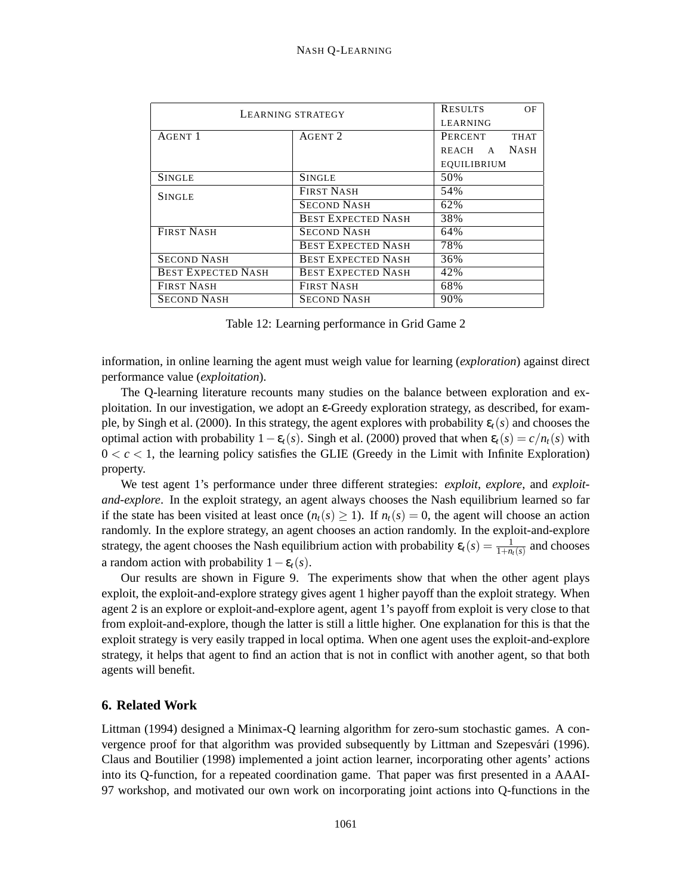| Learning strategy | | Results of learning |
|---|---|---|
| Agent 1 | Agent 2 | Percent that reach a Nash equilibrium |
| Single | Single | 50% |
| Single | First Nash | 54% |
| | Second Nash | 62% |
| | Best Expected Nash | 38% |
| First Nash | Second Nash | 64% |
| | Best Expected Nash | 78% |
| Second Nash | Best Expected Nash | 36% |
| Best Expected Nash | Best Expected Nash | 42% |
| First Nash | First Nash | 68% |
| Second Nash | Second Nash | 90% |

Table 12: Learning performance in Grid Game 2

information, in online learning the agent must weigh value for learning (*exploration*) against direct performance value (*exploitation*).

The Q-learning literature recounts many studies on the balance between exploration and exploitation. In our investigation, we adopt an $\varepsilon$-Greedy exploration strategy, as described, for example, by Singh et al. (2000). In this strategy, the agent explores with probability $\varepsilon_t(s)$ and chooses the optimal action with probability $1 - \varepsilon_t(s)$. Singh et al. (2000) proved that when $\varepsilon_t(s) = c/n_t(s)$ with $0 < c < 1$, the learning policy satisfies the GLIE (Greedy in the Limit with Infinite Exploration) property.

We test agent 1's performance under three different strategies: *exploit*, *explore*, and *exploit-and-explore*. In the exploit strategy, an agent always chooses the Nash equilibrium learned so far if the state has been visited at least once ($n_t(s) \geq 1$). If $n_t(s) = 0$, the agent will choose an action randomly. In the explore strategy, an agent chooses an action randomly. In the exploit-and-explore strategy, the agent chooses the Nash equilibrium action with probability $\varepsilon_t(s) = \frac{1}{1+n_t(s)}$ and chooses a random action with probability $1 - \varepsilon_t(s)$.

Our results are shown in Figure 9. The experiments show that when the other agent plays exploit, the exploit-and-explore strategy gives agent 1 higher payoff than the exploit strategy. When agent 2 is an explore or exploit-and-explore agent, agent 1's payoff from exploit is very close to that from exploit-and-explore, though the latter is still a little higher. One explanation for this is that the exploit strategy is very easily trapped in local optima. When one agent uses the exploit-and-explore strategy, it helps that agent to find an action that is not in conflict with another agent, so that both agents will benefit.

## 6. Related Work

Littman (1994) designed a Minimax-Q learning algorithm for zero-sum stochastic games. A convergence proof for that algorithm was provided subsequently by Littman and Szepesvári (1996). Claus and Boutilier (1998) implemented a joint action learner, incorporating other agents' actions into its Q-function, for a repeated coordination game. That paper was first presented in a AAAI-97 workshop, and motivated our own work on incorporating joint actions into Q-functions in the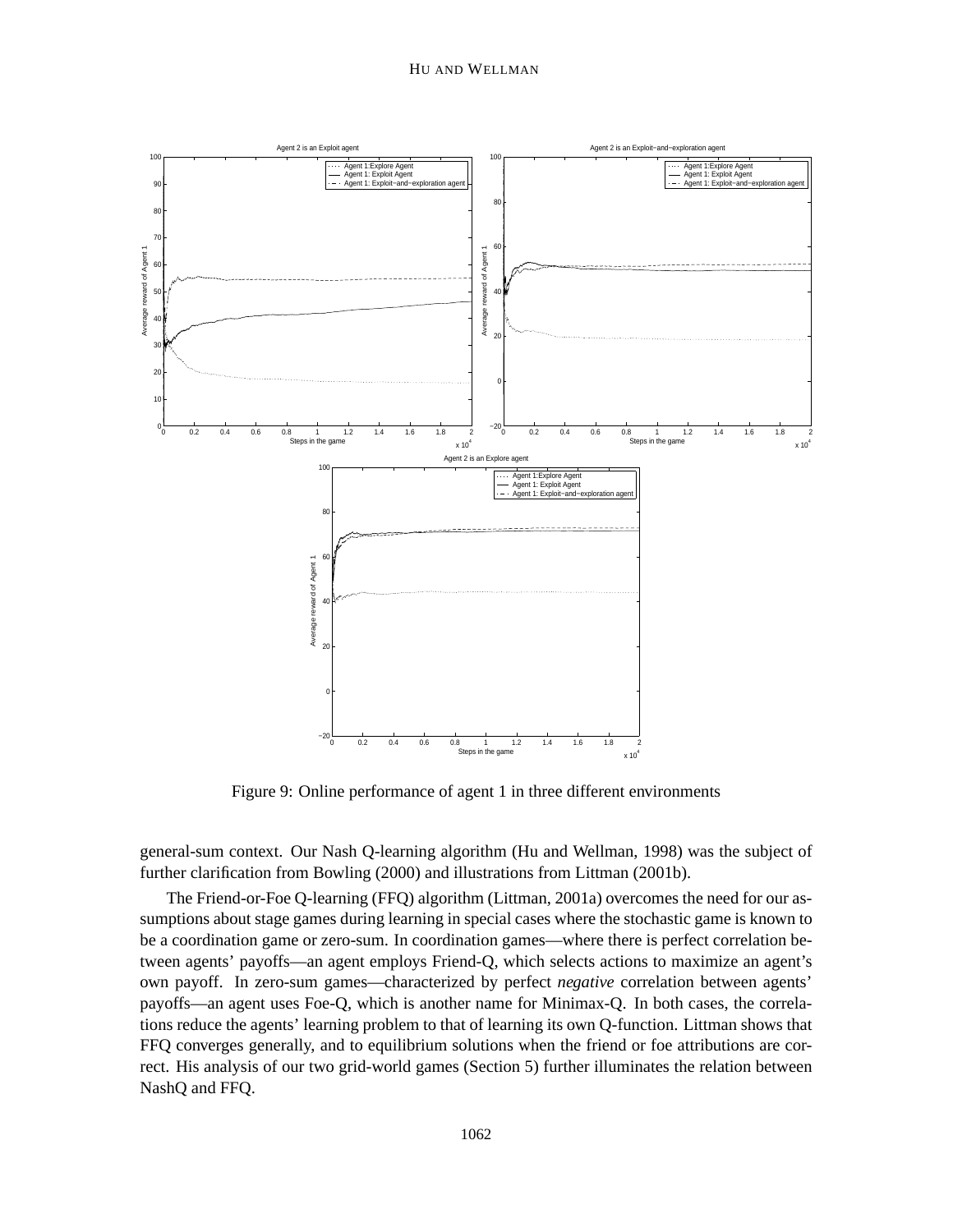Figure 9: Online performance of agent 1 in three different environments

general-sum context. Our Nash Q-learning algorithm (Hu and Wellman, 1998) was the subject of further clarification from Bowling (2000) and illustrations from Littman (2001b).

The Friend-or-Foe Q-learning (FFQ) algorithm (Littman, 2001a) overcomes the need for our assumptions about stage games during learning in special cases where the stochastic game is known to be a coordination game or zero-sum. In coordination games—where there is perfect correlation between agents' payoffs—an agent employs Friend-Q, which selects actions to maximize an agent's own payoff. In zero-sum games—characterized by perfect *negative* correlation between agents' payoffs—an agent uses Foe-Q, which is another name for Minimax-Q. In both cases, the correlations reduce the agents' learning problem to that of learning its own Q-function. Littman shows that FFQ converges generally, and to equilibrium solutions when the friend or foe attributions are correct. His analysis of our two grid-world games (Section 5) further illuminates the relation between NashQ and FFQ.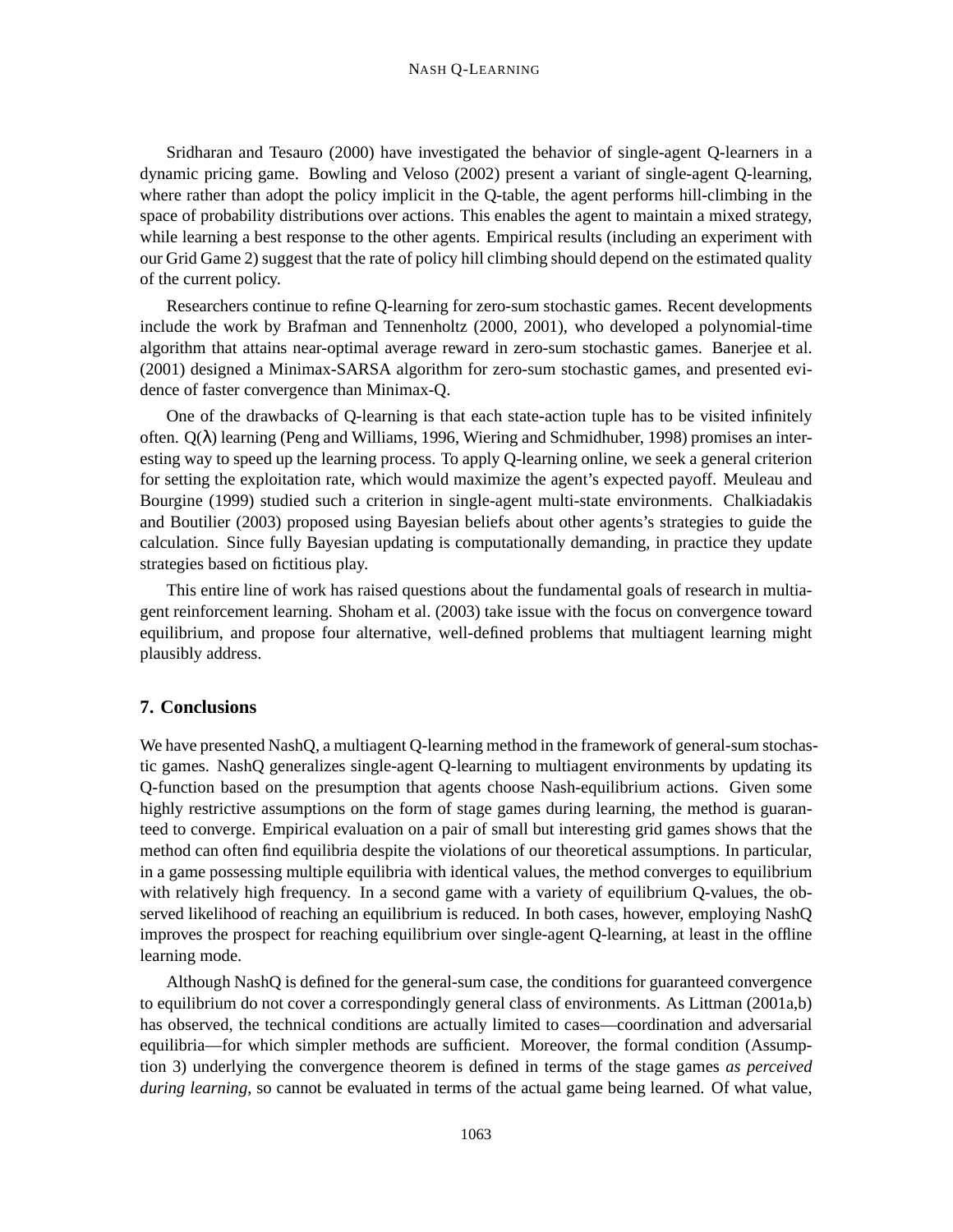Sridharan and Tesauro (2000) have investigated the behavior of single-agent Q-learners in a dynamic pricing game. Bowling and Veloso (2002) present a variant of single-agent Q-learning, where rather than adopt the policy implicit in the Q-table, the agent performs hill-climbing in the space of probability distributions over actions. This enables the agent to maintain a mixed strategy, while learning a best response to the other agents. Empirical results (including an experiment with our Grid Game 2) suggest that the rate of policy hill climbing should depend on the estimated quality of the current policy.

Researchers continue to refine Q-learning for zero-sum stochastic games. Recent developments include the work by Brafman and Tennenholtz (2000, 2001), who developed a polynomial-time algorithm that attains near-optimal average reward in zero-sum stochastic games. Banerjee et al. (2001) designed a Minimax-SARSA algorithm for zero-sum stochastic games, and presented evidence of faster convergence than Minimax-Q.

One of the drawbacks of Q-learning is that each state-action tuple has to be visited infinitely often. $Q(\lambda)$ learning (Peng and Williams, 1996, Wiering and Schmidhuber, 1998) promises an interesting way to speed up the learning process. To apply Q-learning online, we seek a general criterion for setting the exploitation rate, which would maximize the agent's expected payoff. Meuleau and Bourgine (1999) studied such a criterion in single-agent multi-state environments. Chalkiadakis and Boutilier (2003) proposed using Bayesian beliefs about other agents's strategies to guide the calculation. Since fully Bayesian updating is computationally demanding, in practice they update strategies based on fictitious play.

This entire line of work has raised questions about the fundamental goals of research in multiagent reinforcement learning. Shoham et al. (2003) take issue with the focus on convergence toward equilibrium, and propose four alternative, well-defined problems that multiagent learning might plausibly address.

## 7. Conclusions

We have presented NashQ, a multiagent Q-learning method in the framework of general-sum stochastic games. NashQ generalizes single-agent Q-learning to multiagent environments by updating its Q-function based on the presumption that agents choose Nash-equilibrium actions. Given some highly restrictive assumptions on the form of stage games during learning, the method is guaranteed to converge. Empirical evaluation on a pair of small but interesting grid games shows that the method can often find equilibria despite the violations of our theoretical assumptions. In particular, in a game possessing multiple equilibria with identical values, the method converges to equilibrium with relatively high frequency. In a second game with a variety of equilibrium Q-values, the observed likelihood of reaching an equilibrium is reduced. In both cases, however, employing NashQ improves the prospect for reaching equilibrium over single-agent Q-learning, at least in the offline learning mode.

Although NashQ is defined for the general-sum case, the conditions for guaranteed convergence to equilibrium do not cover a correspondingly general class of environments. As Littman (2001a,b) has observed, the technical conditions are actually limited to cases—coordination and adversarial equilibria—for which simpler methods are sufficient. Moreover, the formal condition (Assumption 3) underlying the convergence theorem is defined in terms of the stage games *as perceived during learning*, so cannot be evaluated in terms of the actual game being learned. Of what value,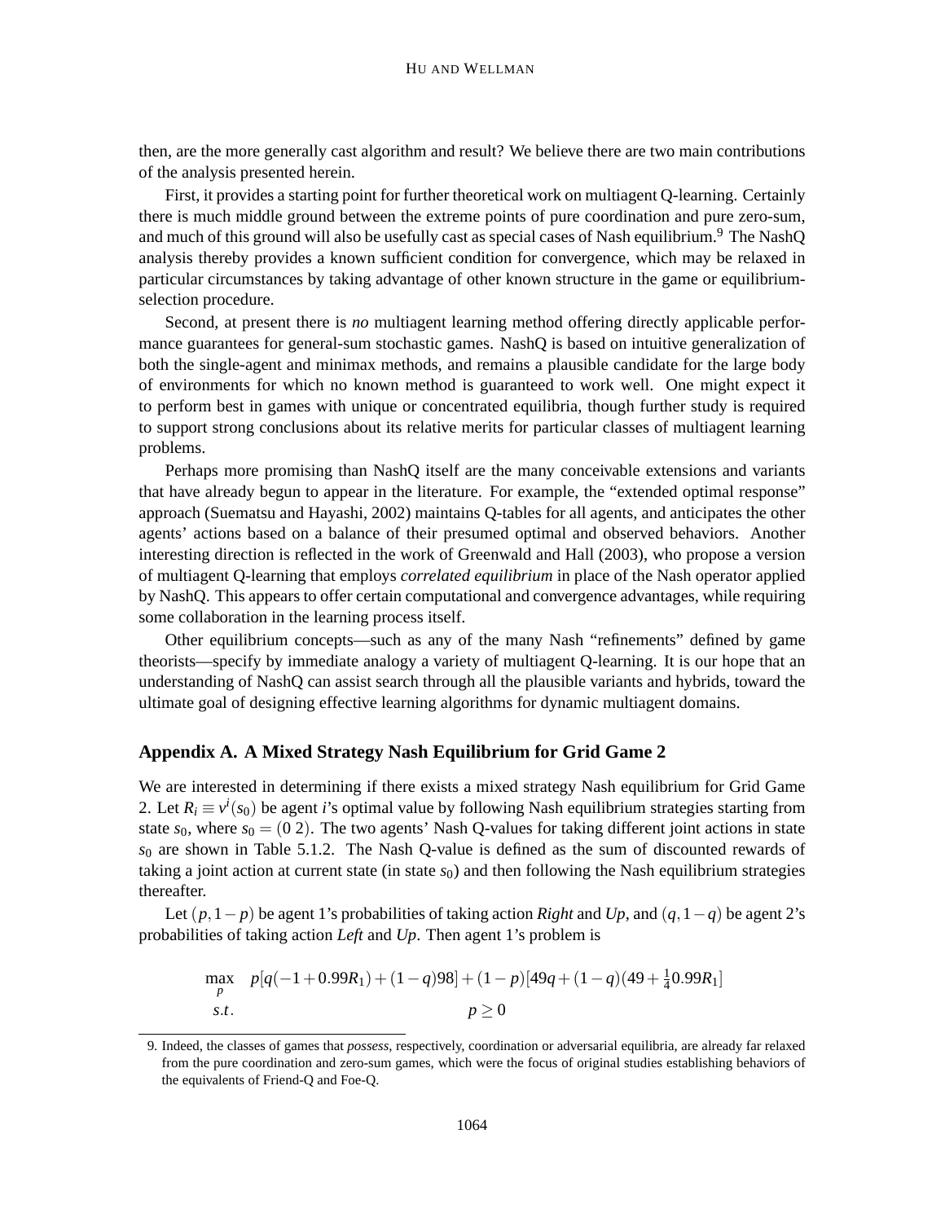then, are the more generally cast algorithm and result? We believe there are two main contributions of the analysis presented herein.

First, it provides a starting point for further theoretical work on multiagent Q-learning. Certainly there is much middle ground between the extreme points of pure coordination and pure zero-sum, and much of this ground will also be usefully cast as special cases of Nash equilibrium.[9] The NashQ analysis thereby provides a known sufficient condition for convergence, which may be relaxed in particular circumstances by taking advantage of other known structure in the game or equilibrium-selection procedure.

Second, at present there is *no* multiagent learning method offering directly applicable performance guarantees for general-sum stochastic games. NashQ is based on intuitive generalization of both the single-agent and minimax methods, and remains a plausible candidate for the large body of environments for which no known method is guaranteed to work well. One might expect it to perform best in games with unique or concentrated equilibria, though further study is required to support strong conclusions about its relative merits for particular classes of multiagent learning problems.

Perhaps more promising than NashQ itself are the many conceivable extensions and variants that have already begun to appear in the literature. For example, the "extended optimal response" approach (Suematsu and Hayashi, 2002) maintains Q-tables for all agents, and anticipates the other agents' actions based on a balance of their presumed optimal and observed behaviors. Another interesting direction is reflected in the work of Greenwald and Hall (2003), who propose a version of multiagent Q-learning that employs *correlated equilibrium* in place of the Nash operator applied by NashQ. This appears to offer certain computational and convergence advantages, while requiring some collaboration in the learning process itself.

Other equilibrium concepts—such as any of the many Nash "refinements" defined by game theorists—specify by immediate analogy a variety of multiagent Q-learning. It is our hope that an understanding of NashQ can assist search through all the plausible variants and hybrids, toward the ultimate goal of designing effective learning algorithms for dynamic multiagent domains.

## Appendix A. A Mixed Strategy Nash Equilibrium for Grid Game 2

We are interested in determining if there exists a mixed strategy Nash equilibrium for Grid Game 2. Let $R_i \equiv v^i(s_0)$ be agent $i$'s optimal value by following Nash equilibrium strategies starting from state $s_0$, where $s_0 = (0\ 2)$. The two agents' Nash Q-values for taking different joint actions in state $s_0$ are shown in Table 5.1.2. The Nash Q-value is defined as the sum of discounted rewards of taking a joint action at current state (in state $s_0$) and then following the Nash equilibrium strategies thereafter.

Let $(p, 1-p)$ be agent 1's probabilities of taking action *Right* and *Up*, and $(q, 1-q)$ be agent 2's probabilities of taking action *Left* and *Up*. Then agent 1's problem is

$$\begin{array}{ll} \max_{p} & p[q(-1+0.99R_1)+(1-q)98]+(1-p)[49q+(1-q)(49+\frac{1}{4}0.99R_1] \\ s.t. & p \geq 0 \end{array}$$

9. Indeed, the classes of games that *possess*, respectively, coordination or adversarial equilibria, are already far relaxed from the pure coordination and zero-sum games, which were the focus of original studies establishing behaviors of the equivalents of Friend-Q and Foe-Q.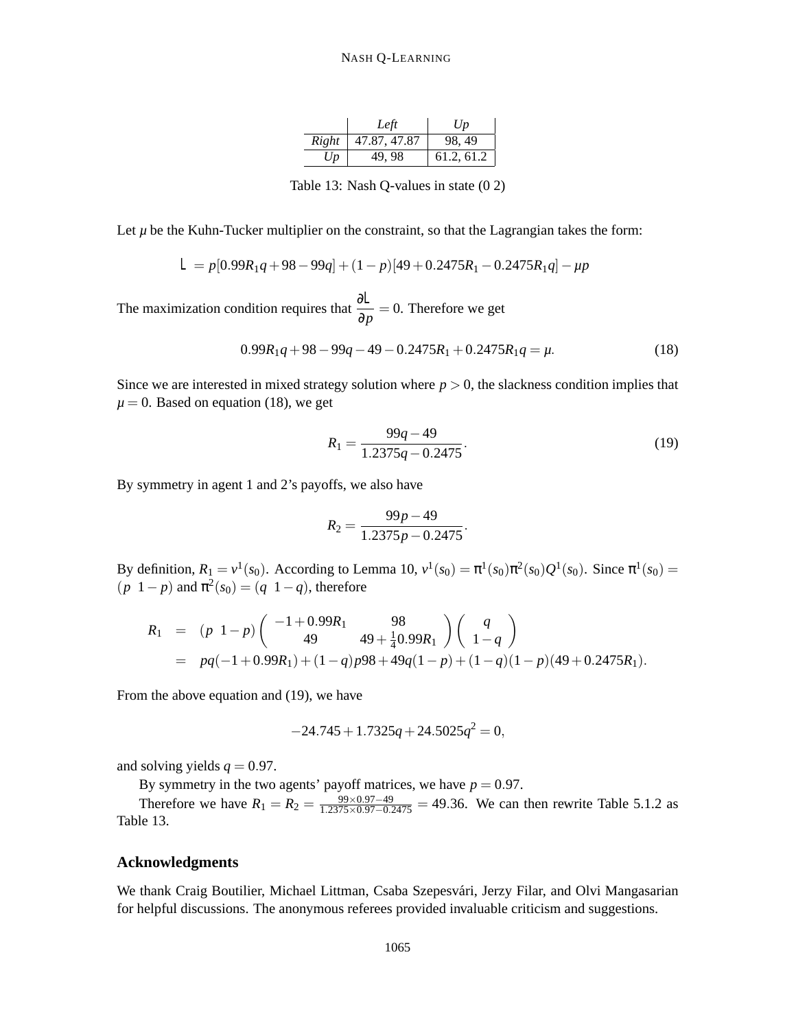|  | *Left* | *Up* |
|---|---|---|
| *Right* | 47.87, 47.87 | 98, 49 |
| *Up* | 49, 98 | 61.2, 61.2 |

Table 13: Nash Q-values in state (0 2)

Let $\mu$ be the Kuhn-Tucker multiplier on the constraint, so that the Lagrangian takes the form:

$$L = p[0.99R_1q + 98 - 99q] + (1-p)[49 + 0.2475R_1 - 0.2475R_1q] - \mu p$$

The maximization condition requires that $\frac{\partial L}{\partial p} = 0$. Therefore we get

$$0.99R_1q + 98 - 99q - 49 - 0.2475R_1 + 0.2475R_1q = \mu. \tag{18}$$

Since we are interested in mixed strategy solution where $p > 0$, the slackness condition implies that $\mu = 0$. Based on equation (18), we get

$$R_1 = \frac{99q - 49}{1.2375q - 0.2475}. \tag{19}$$

By symmetry in agent 1 and 2's payoffs, we also have

$$R_2 = \frac{99p - 49}{1.2375p - 0.2475}.$$

By definition, $R_1 = v^1(s_0)$. According to Lemma 10, $v^1(s_0) = \pi^1(s_0)\pi^2(s_0)Q^1(s_0)$. Since $\pi^1(s_0) = (p \;\; 1-p)$ and $\pi^2(s_0) = (q \;\; 1-q)$, therefore

$$\begin{aligned} R_1 &= (p \;\; 1-p) \begin{pmatrix} -1 + 0.99R_1 & 98 \\ 49 & 49 + \frac{1}{4}0.99R_1 \end{pmatrix} \begin{pmatrix} q \\ 1-q \end{pmatrix} \\ &= pq(-1 + 0.99R_1) + (1-q)p98 + 49q(1-p) + (1-q)(1-p)(49 + 0.2475R_1). \end{aligned}$$

From the above equation and (19), we have

$$-24.745 + 1.7325q + 24.5025q^2 = 0,$$

and solving yields $q = 0.97$.

By symmetry in the two agents' payoff matrices, we have $p = 0.97$.

Therefore we have $R_1 = R_2 = \frac{99 \times 0.97 - 49}{1.2375 \times 0.97 - 0.2475} = 49.36$. We can then rewrite Table 5.1.2 as Table 13.

## Acknowledgments

We thank Craig Boutilier, Michael Littman, Csaba Szepesvári, Jerzy Filar, and Olvi Mangasarian for helpful discussions. The anonymous referees provided invaluable criticism and suggestions.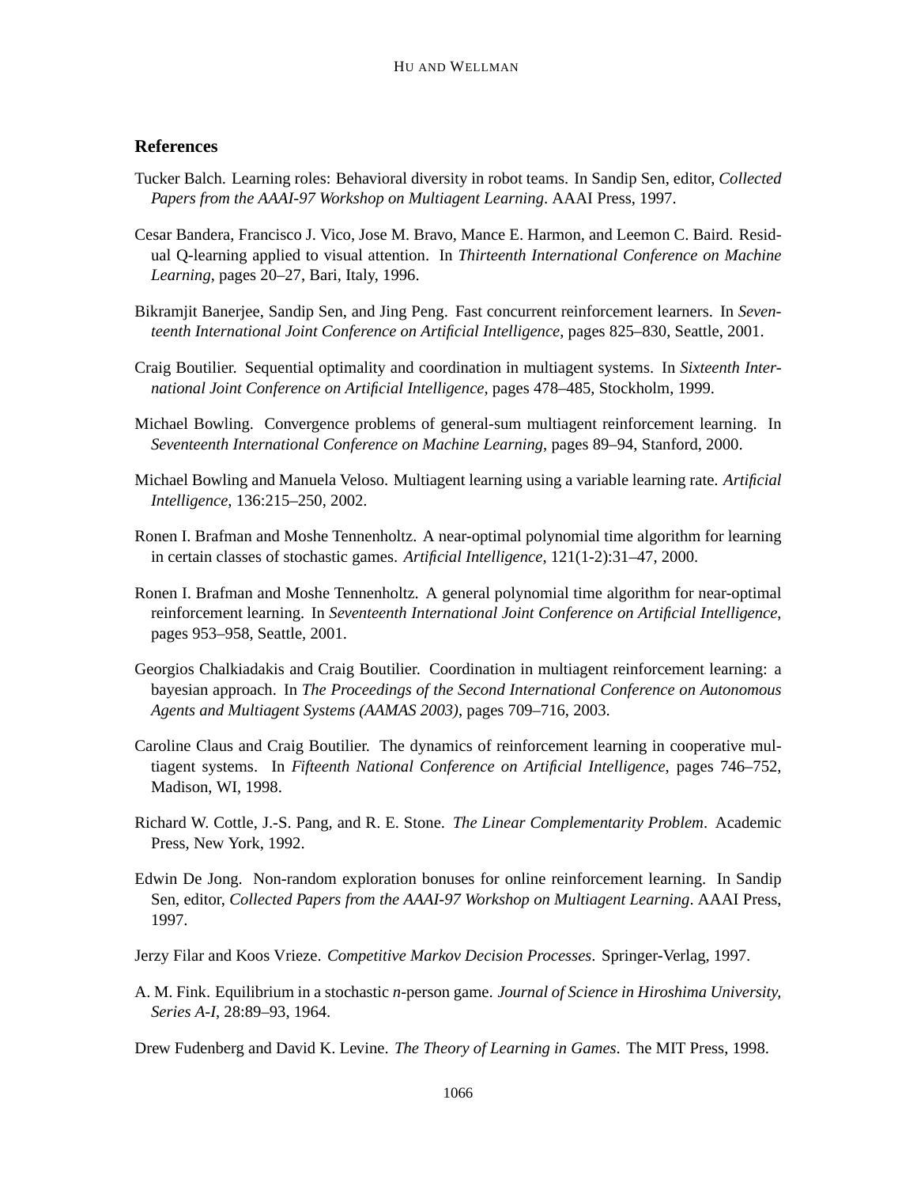## References

Tucker Balch. Learning roles: Behavioral diversity in robot teams. In Sandip Sen, editor, *Collected Papers from the AAAI-97 Workshop on Multiagent Learning*. AAAI Press, 1997.

Cesar Bandera, Francisco J. Vico, Jose M. Bravo, Mance E. Harmon, and Leemon C. Baird. Residual Q-learning applied to visual attention. In *Thirteenth International Conference on Machine Learning*, pages 20–27, Bari, Italy, 1996.

Bikramjit Banerjee, Sandip Sen, and Jing Peng. Fast concurrent reinforcement learners. In *Seventeenth International Joint Conference on Artificial Intelligence*, pages 825–830, Seattle, 2001.

Craig Boutilier. Sequential optimality and coordination in multiagent systems. In *Sixteenth International Joint Conference on Artificial Intelligence*, pages 478–485, Stockholm, 1999.

Michael Bowling. Convergence problems of general-sum multiagent reinforcement learning. In *Seventeenth International Conference on Machine Learning*, pages 89–94, Stanford, 2000.

Michael Bowling and Manuela Veloso. Multiagent learning using a variable learning rate. *Artificial Intelligence*, 136:215–250, 2002.

Ronen I. Brafman and Moshe Tennenholtz. A near-optimal polynomial time algorithm for learning in certain classes of stochastic games. *Artificial Intelligence*, 121(1-2):31–47, 2000.

Ronen I. Brafman and Moshe Tennenholtz. A general polynomial time algorithm for near-optimal reinforcement learning. In *Seventeenth International Joint Conference on Artificial Intelligence*, pages 953–958, Seattle, 2001.

Georgios Chalkiadakis and Craig Boutilier. Coordination in multiagent reinforcement learning: a bayesian approach. In *The Proceedings of the Second International Conference on Autonomous Agents and Multiagent Systems (AAMAS 2003)*, pages 709–716, 2003.

Caroline Claus and Craig Boutilier. The dynamics of reinforcement learning in cooperative multiagent systems. In *Fifteenth National Conference on Artificial Intelligence*, pages 746–752, Madison, WI, 1998.

Richard W. Cottle, J.-S. Pang, and R. E. Stone. *The Linear Complementarity Problem*. Academic Press, New York, 1992.

Edwin De Jong. Non-random exploration bonuses for online reinforcement learning. In Sandip Sen, editor, *Collected Papers from the AAAI-97 Workshop on Multiagent Learning*. AAAI Press, 1997.

Jerzy Filar and Koos Vrieze. *Competitive Markov Decision Processes*. Springer-Verlag, 1997.

A. M. Fink. Equilibrium in a stochastic *n*-person game. *Journal of Science in Hiroshima University, Series A-I*, 28:89–93, 1964.

Drew Fudenberg and David K. Levine. *The Theory of Learning in Games*. The MIT Press, 1998.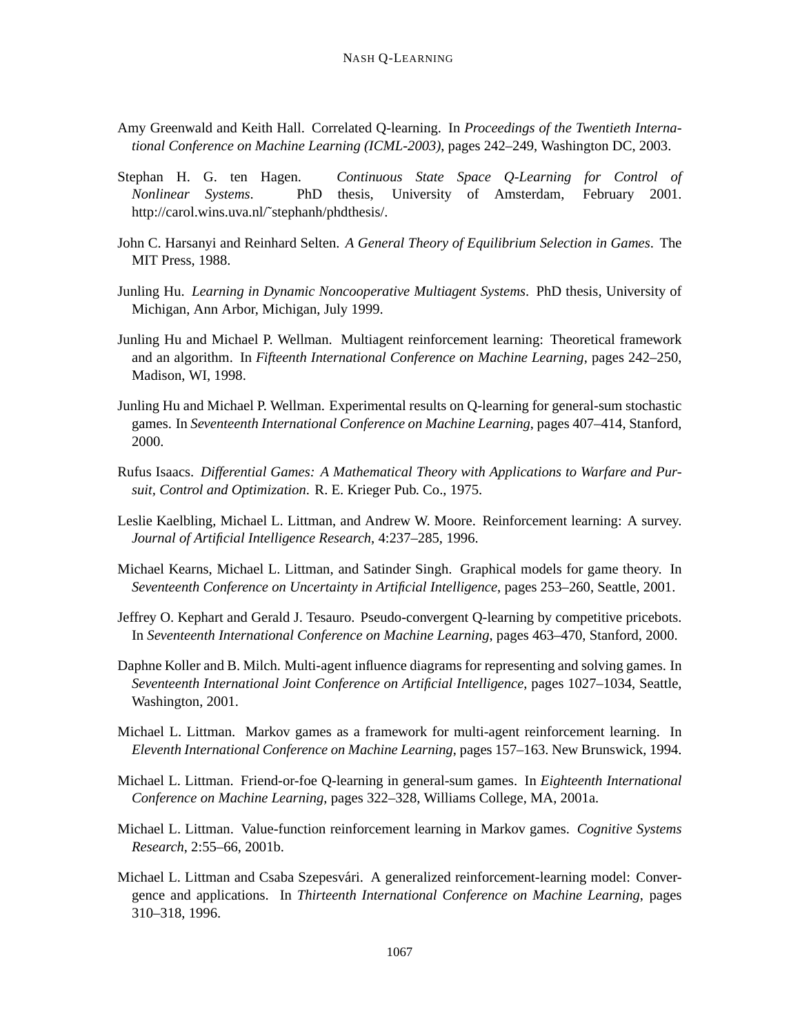Amy Greenwald and Keith Hall. Correlated Q-learning. In *Proceedings of the Twentieth International Conference on Machine Learning (ICML-2003)*, pages 242–249, Washington DC, 2003.

Stephan H. G. ten Hagen. *Continuous State Space Q-Learning for Control of Nonlinear Systems*. PhD thesis, University of Amsterdam, February 2001. http://carol.wins.uva.nl/˜stephanh/phdthesis/.

John C. Harsanyi and Reinhard Selten. *A General Theory of Equilibrium Selection in Games*. The MIT Press, 1988.

Junling Hu. *Learning in Dynamic Noncooperative Multiagent Systems*. PhD thesis, University of Michigan, Ann Arbor, Michigan, July 1999.

Junling Hu and Michael P. Wellman. Multiagent reinforcement learning: Theoretical framework and an algorithm. In *Fifteenth International Conference on Machine Learning*, pages 242–250, Madison, WI, 1998.

Junling Hu and Michael P. Wellman. Experimental results on Q-learning for general-sum stochastic games. In *Seventeenth International Conference on Machine Learning*, pages 407–414, Stanford, 2000.

Rufus Isaacs. *Differential Games: A Mathematical Theory with Applications to Warfare and Pursuit, Control and Optimization*. R. E. Krieger Pub. Co., 1975.

Leslie Kaelbling, Michael L. Littman, and Andrew W. Moore. Reinforcement learning: A survey. *Journal of Artificial Intelligence Research*, 4:237–285, 1996.

Michael Kearns, Michael L. Littman, and Satinder Singh. Graphical models for game theory. In *Seventeenth Conference on Uncertainty in Artificial Intelligence*, pages 253–260, Seattle, 2001.

Jeffrey O. Kephart and Gerald J. Tesauro. Pseudo-convergent Q-learning by competitive pricebots. In *Seventeenth International Conference on Machine Learning*, pages 463–470, Stanford, 2000.

Daphne Koller and B. Milch. Multi-agent influence diagrams for representing and solving games. In *Seventeenth International Joint Conference on Artificial Intelligence*, pages 1027–1034, Seattle, Washington, 2001.

Michael L. Littman. Markov games as a framework for multi-agent reinforcement learning. In *Eleventh International Conference on Machine Learning*, pages 157–163. New Brunswick, 1994.

Michael L. Littman. Friend-or-foe Q-learning in general-sum games. In *Eighteenth International Conference on Machine Learning*, pages 322–328, Williams College, MA, 2001a.

Michael L. Littman. Value-function reinforcement learning in Markov games. *Cognitive Systems Research*, 2:55–66, 2001b.

Michael L. Littman and Csaba Szepesvári. A generalized reinforcement-learning model: Convergence and applications. In *Thirteenth International Conference on Machine Learning*, pages 310–318, 1996.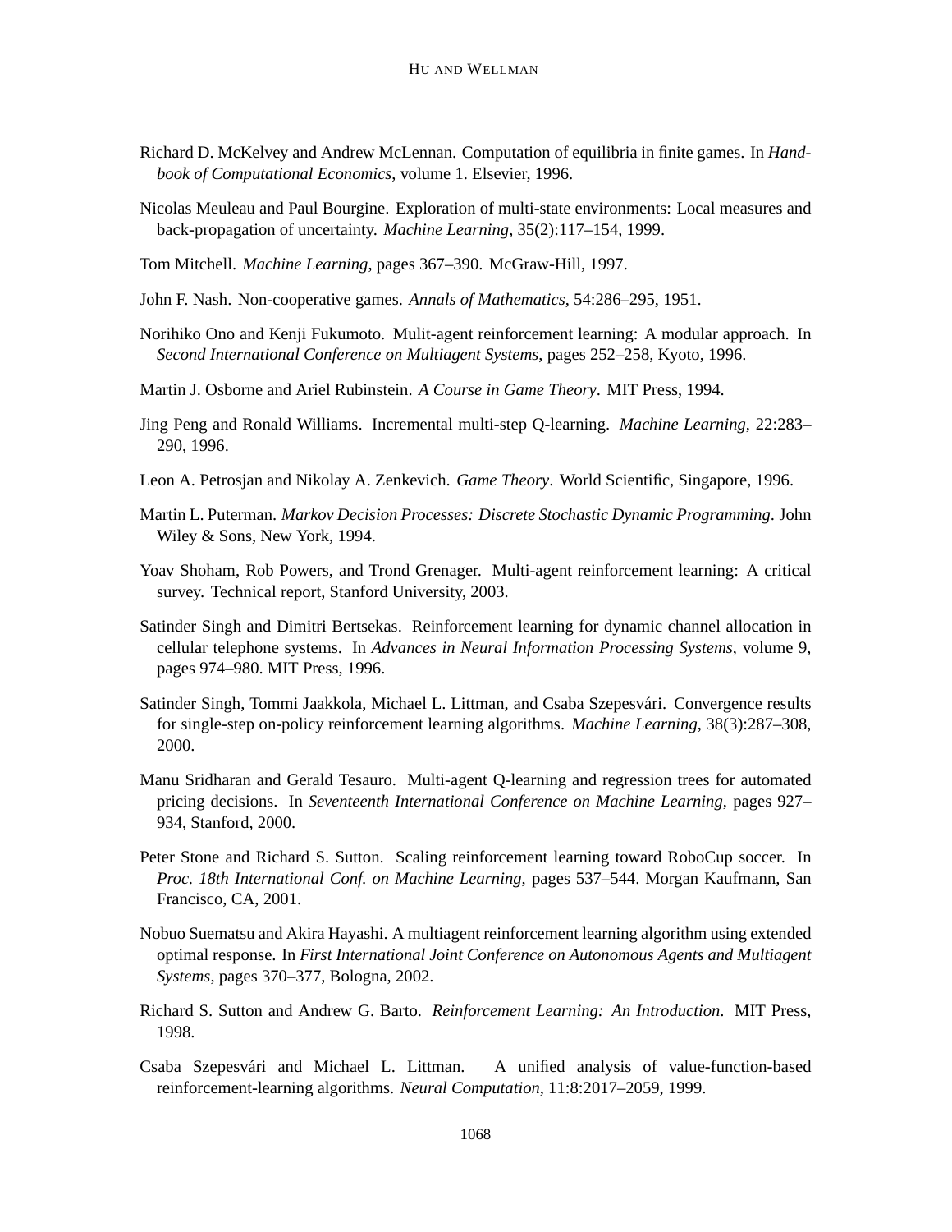Richard D. McKelvey and Andrew McLennan. Computation of equilibria in finite games. In *Handbook of Computational Economics*, volume 1. Elsevier, 1996.

Nicolas Meuleau and Paul Bourgine. Exploration of multi-state environments: Local measures and back-propagation of uncertainty. *Machine Learning*, 35(2):117–154, 1999.

Tom Mitchell. *Machine Learning*, pages 367–390. McGraw-Hill, 1997.

John F. Nash. Non-cooperative games. *Annals of Mathematics*, 54:286–295, 1951.

Norihiko Ono and Kenji Fukumoto. Mulit-agent reinforcement learning: A modular approach. In *Second International Conference on Multiagent Systems*, pages 252–258, Kyoto, 1996.

Martin J. Osborne and Ariel Rubinstein. *A Course in Game Theory*. MIT Press, 1994.

Jing Peng and Ronald Williams. Incremental multi-step Q-learning. *Machine Learning*, 22:283–290, 1996.

Leon A. Petrosjan and Nikolay A. Zenkevich. *Game Theory*. World Scientific, Singapore, 1996.

Martin L. Puterman. *Markov Decision Processes: Discrete Stochastic Dynamic Programming*. John Wiley & Sons, New York, 1994.

Yoav Shoham, Rob Powers, and Trond Grenager. Multi-agent reinforcement learning: A critical survey. Technical report, Stanford University, 2003.

Satinder Singh and Dimitri Bertsekas. Reinforcement learning for dynamic channel allocation in cellular telephone systems. In *Advances in Neural Information Processing Systems*, volume 9, pages 974–980. MIT Press, 1996.

Satinder Singh, Tommi Jaakkola, Michael L. Littman, and Csaba Szepesvári. Convergence results for single-step on-policy reinforcement learning algorithms. *Machine Learning*, 38(3):287–308, 2000.

Manu Sridharan and Gerald Tesauro. Multi-agent Q-learning and regression trees for automated pricing decisions. In *Seventeenth International Conference on Machine Learning*, pages 927–934, Stanford, 2000.

Peter Stone and Richard S. Sutton. Scaling reinforcement learning toward RoboCup soccer. In *Proc. 18th International Conf. on Machine Learning*, pages 537–544. Morgan Kaufmann, San Francisco, CA, 2001.

Nobuo Suematsu and Akira Hayashi. A multiagent reinforcement learning algorithm using extended optimal response. In *First International Joint Conference on Autonomous Agents and Multiagent Systems*, pages 370–377, Bologna, 2002.

Richard S. Sutton and Andrew G. Barto. *Reinforcement Learning: An Introduction*. MIT Press, 1998.

Csaba Szepesvári and Michael L. Littman. A unified analysis of value-function-based reinforcement-learning algorithms. *Neural Computation*, 11:8:2017–2059, 1999.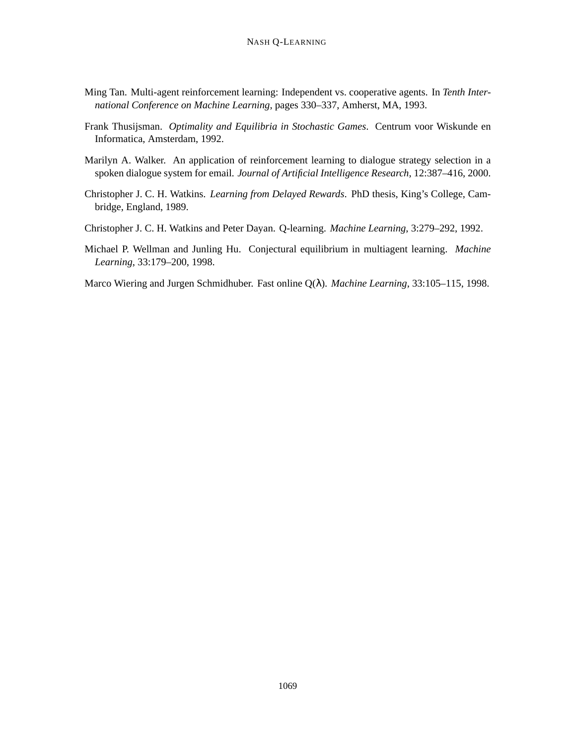Ming Tan. Multi-agent reinforcement learning: Independent vs. cooperative agents. In *Tenth International Conference on Machine Learning*, pages 330–337, Amherst, MA, 1993.

Frank Thusijsman. *Optimality and Equilibria in Stochastic Games*. Centrum voor Wiskunde en Informatica, Amsterdam, 1992.

Marilyn A. Walker. An application of reinforcement learning to dialogue strategy selection in a spoken dialogue system for email. *Journal of Artificial Intelligence Research*, 12:387–416, 2000.

Christopher J. C. H. Watkins. *Learning from Delayed Rewards*. PhD thesis, King's College, Cambridge, England, 1989.

Christopher J. C. H. Watkins and Peter Dayan. Q-learning. *Machine Learning*, 3:279–292, 1992.

Michael P. Wellman and Junling Hu. Conjectural equilibrium in multiagent learning. *Machine Learning*, 33:179–200, 1998.

Marco Wiering and Jurgen Schmidhuber. Fast online Q($\lambda$). *Machine Learning*, 33:105–115, 1998.